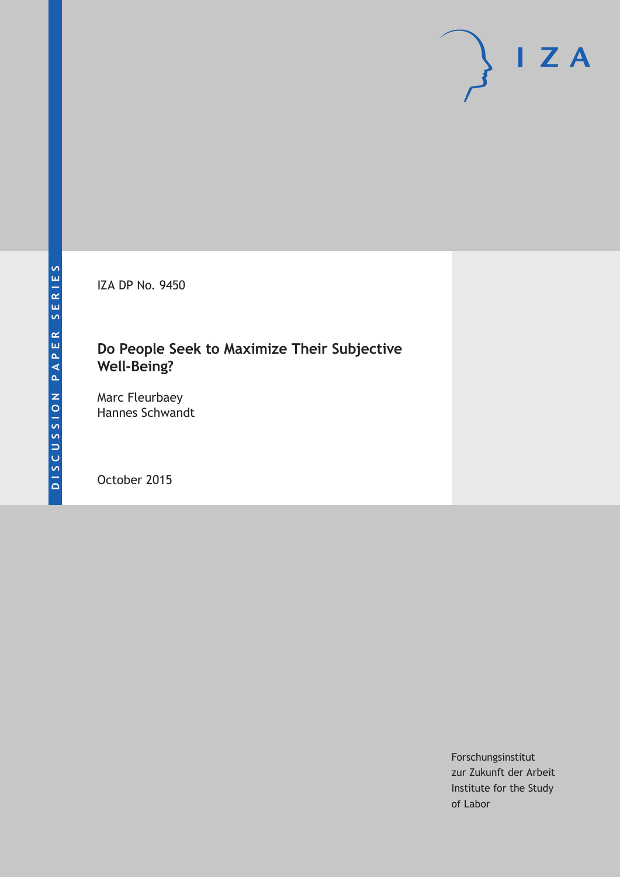DISCUSSION PAPER SERIES

IZA DP No. 9450

# Do People Seek to Maximize Their Subjective Well-Being?

Marc Fleurbaey
Hannes Schwandt

October 2015

Forschungsinstitut
zur Zukunft der Arbeit
Institute for the Study
of Labor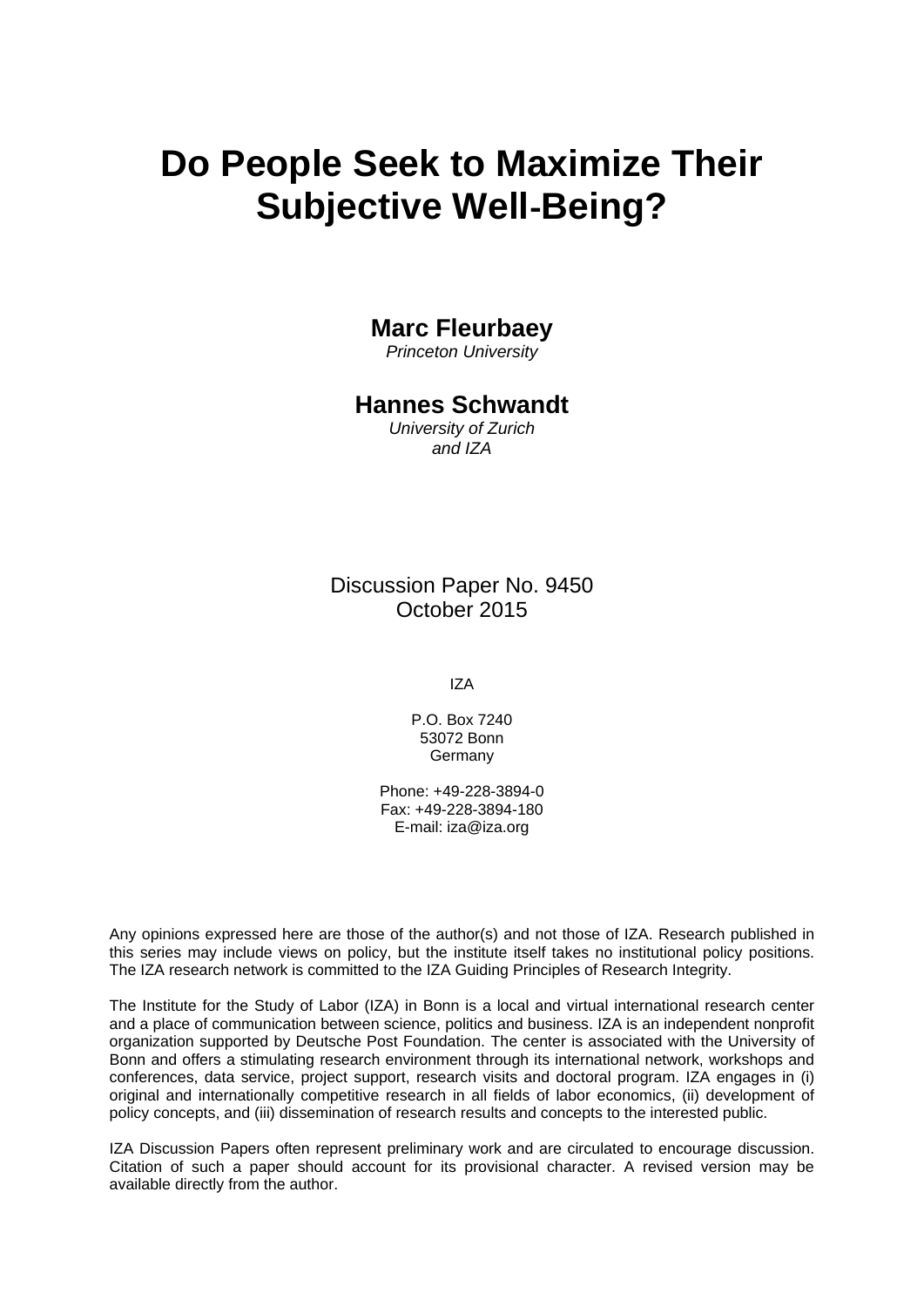# Do People Seek to Maximize Their Subjective Well-Being?

**Marc Fleurbaey**
*Princeton University*

**Hannes Schwandt**
*University of Zurich and IZA*

Discussion Paper No. 9450
October 2015

IZA

P.O. Box 7240
53072 Bonn
Germany

Phone: +49-228-3894-0
Fax: +49-228-3894-180
E-mail: iza@iza.org

Any opinions expressed here are those of the author(s) and not those of IZA. Research published in this series may include views on policy, but the institute itself takes no institutional policy positions. The IZA research network is committed to the IZA Guiding Principles of Research Integrity.

The Institute for the Study of Labor (IZA) in Bonn is a local and virtual international research center and a place of communication between science, politics and business. IZA is an independent nonprofit organization supported by Deutsche Post Foundation. The center is associated with the University of Bonn and offers a stimulating research environment through its international network, workshops and conferences, data service, project support, research visits and doctoral program. IZA engages in (i) original and internationally competitive research in all fields of labor economics, (ii) development of policy concepts, and (iii) dissemination of research results and concepts to the interested public.

IZA Discussion Papers often represent preliminary work and are circulated to encourage discussion. Citation of such a paper should account for its provisional character. A revised version may be available directly from the author.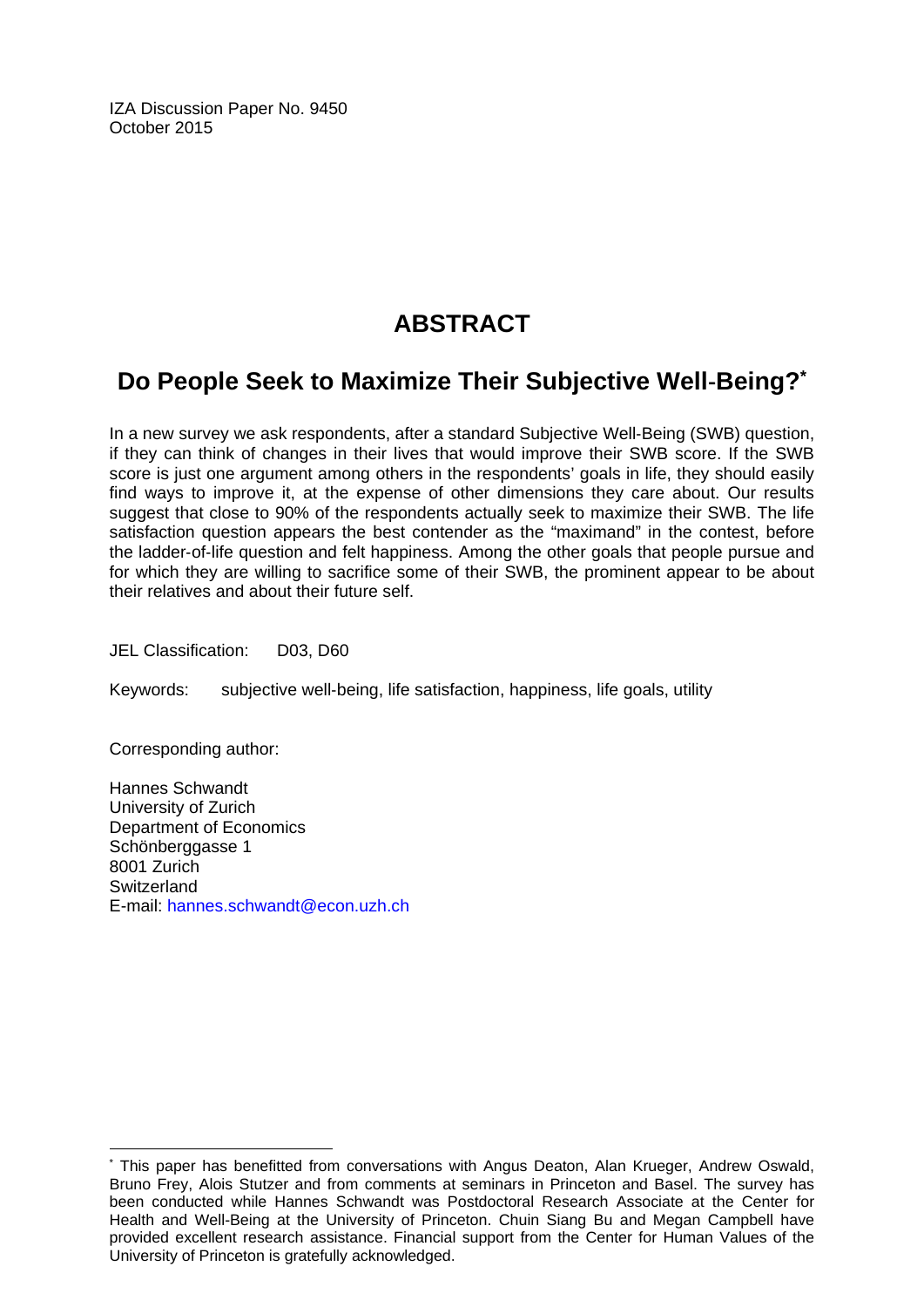IZA Discussion Paper No. 9450
October 2015

# ABSTRACT

## Do People Seek to Maximize Their Subjective Well-Being?*

In a new survey we ask respondents, after a standard Subjective Well-Being (SWB) question, if they can think of changes in their lives that would improve their SWB score. If the SWB score is just one argument among others in the respondents' goals in life, they should easily find ways to improve it, at the expense of other dimensions they care about. Our results suggest that close to 90% of the respondents actually seek to maximize their SWB. The life satisfaction question appears the best contender as the "maximand" in the contest, before the ladder-of-life question and felt happiness. Among the other goals that people pursue and for which they are willing to sacrifice some of their SWB, the prominent appear to be about their relatives and about their future self.

JEL Classification: D03, D60

Keywords: subjective well-being, life satisfaction, happiness, life goals, utility

Corresponding author:

Hannes Schwandt
University of Zurich
Department of Economics
Schönberggasse 1
8001 Zurich
Switzerland
E-mail: hannes.schwandt@econ.uzh.ch

---

* This paper has benefitted from conversations with Angus Deaton, Alan Krueger, Andrew Oswald, Bruno Frey, Alois Stutzer and from comments at seminars in Princeton and Basel. The survey has been conducted while Hannes Schwandt was Postdoctoral Research Associate at the Center for Health and Well-Being at the University of Princeton. Chuin Siang Bu and Megan Campbell have provided excellent research assistance. Financial support from the Center for Human Values of the University of Princeton is gratefully acknowledged.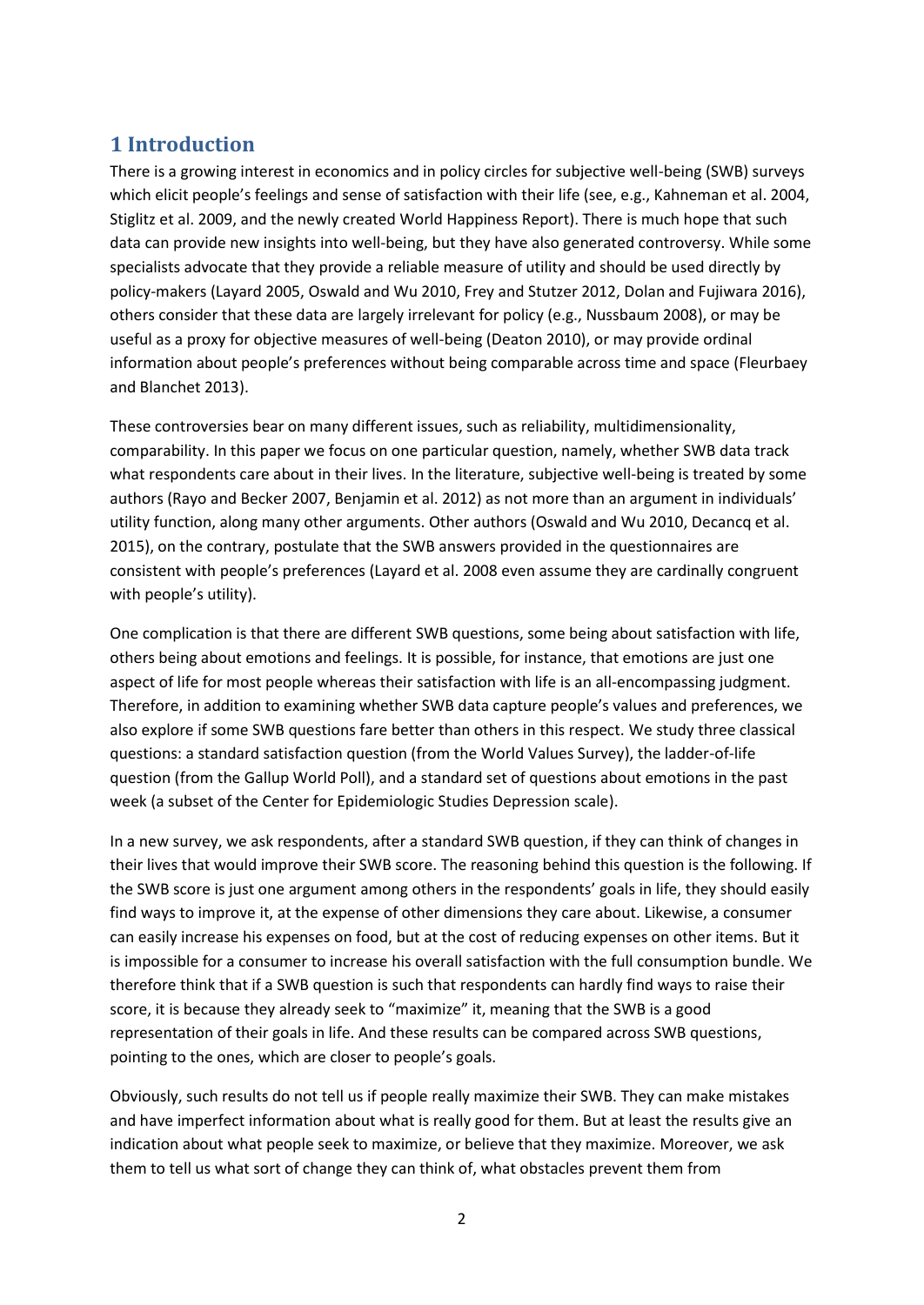# 1 Introduction

There is a growing interest in economics and in policy circles for subjective well-being (SWB) surveys which elicit people's feelings and sense of satisfaction with their life (see, e.g., Kahneman et al. 2004, Stiglitz et al. 2009, and the newly created World Happiness Report). There is much hope that such data can provide new insights into well-being, but they have also generated controversy. While some specialists advocate that they provide a reliable measure of utility and should be used directly by policy-makers (Layard 2005, Oswald and Wu 2010, Frey and Stutzer 2012, Dolan and Fujiwara 2016), others consider that these data are largely irrelevant for policy (e.g., Nussbaum 2008), or may be useful as a proxy for objective measures of well-being (Deaton 2010), or may provide ordinal information about people's preferences without being comparable across time and space (Fleurbaey and Blanchet 2013).

These controversies bear on many different issues, such as reliability, multidimensionality, comparability. In this paper we focus on one particular question, namely, whether SWB data track what respondents care about in their lives. In the literature, subjective well-being is treated by some authors (Rayo and Becker 2007, Benjamin et al. 2012) as not more than an argument in individuals' utility function, along many other arguments. Other authors (Oswald and Wu 2010, Decancq et al. 2015), on the contrary, postulate that the SWB answers provided in the questionnaires are consistent with people's preferences (Layard et al. 2008 even assume they are cardinally congruent with people's utility).

One complication is that there are different SWB questions, some being about satisfaction with life, others being about emotions and feelings. It is possible, for instance, that emotions are just one aspect of life for most people whereas their satisfaction with life is an all-encompassing judgment. Therefore, in addition to examining whether SWB data capture people's values and preferences, we also explore if some SWB questions fare better than others in this respect. We study three classical questions: a standard satisfaction question (from the World Values Survey), the ladder-of-life question (from the Gallup World Poll), and a standard set of questions about emotions in the past week (a subset of the Center for Epidemiologic Studies Depression scale).

In a new survey, we ask respondents, after a standard SWB question, if they can think of changes in their lives that would improve their SWB score. The reasoning behind this question is the following. If the SWB score is just one argument among others in the respondents' goals in life, they should easily find ways to improve it, at the expense of other dimensions they care about. Likewise, a consumer can easily increase his expenses on food, but at the cost of reducing expenses on other items. But it is impossible for a consumer to increase his overall satisfaction with the full consumption bundle. We therefore think that if a SWB question is such that respondents can hardly find ways to raise their score, it is because they already seek to "maximize" it, meaning that the SWB is a good representation of their goals in life. And these results can be compared across SWB questions, pointing to the ones, which are closer to people's goals.

Obviously, such results do not tell us if people really maximize their SWB. They can make mistakes and have imperfect information about what is really good for them. But at least the results give an indication about what people seek to maximize, or believe that they maximize. Moreover, we ask them to tell us what sort of change they can think of, what obstacles prevent them from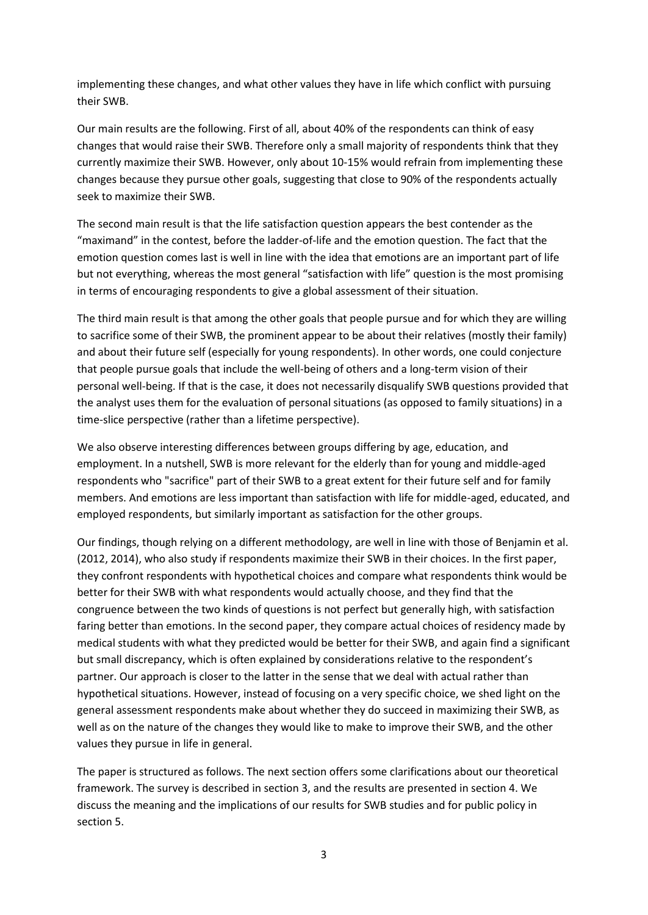implementing these changes, and what other values they have in life which conflict with pursuing their SWB.

Our main results are the following. First of all, about 40% of the respondents can think of easy changes that would raise their SWB. Therefore only a small majority of respondents think that they currently maximize their SWB. However, only about 10-15% would refrain from implementing these changes because they pursue other goals, suggesting that close to 90% of the respondents actually seek to maximize their SWB.

The second main result is that the life satisfaction question appears the best contender as the "maximand" in the contest, before the ladder-of-life and the emotion question. The fact that the emotion question comes last is well in line with the idea that emotions are an important part of life but not everything, whereas the most general "satisfaction with life" question is the most promising in terms of encouraging respondents to give a global assessment of their situation.

The third main result is that among the other goals that people pursue and for which they are willing to sacrifice some of their SWB, the prominent appear to be about their relatives (mostly their family) and about their future self (especially for young respondents). In other words, one could conjecture that people pursue goals that include the well-being of others and a long-term vision of their personal well-being. If that is the case, it does not necessarily disqualify SWB questions provided that the analyst uses them for the evaluation of personal situations (as opposed to family situations) in a time-slice perspective (rather than a lifetime perspective).

We also observe interesting differences between groups differing by age, education, and employment. In a nutshell, SWB is more relevant for the elderly than for young and middle-aged respondents who "sacrifice" part of their SWB to a great extent for their future self and for family members. And emotions are less important than satisfaction with life for middle-aged, educated, and employed respondents, but similarly important as satisfaction for the other groups.

Our findings, though relying on a different methodology, are well in line with those of Benjamin et al. (2012, 2014), who also study if respondents maximize their SWB in their choices. In the first paper, they confront respondents with hypothetical choices and compare what respondents think would be better for their SWB with what respondents would actually choose, and they find that the congruence between the two kinds of questions is not perfect but generally high, with satisfaction faring better than emotions. In the second paper, they compare actual choices of residency made by medical students with what they predicted would be better for their SWB, and again find a significant but small discrepancy, which is often explained by considerations relative to the respondent's partner. Our approach is closer to the latter in the sense that we deal with actual rather than hypothetical situations. However, instead of focusing on a very specific choice, we shed light on the general assessment respondents make about whether they do succeed in maximizing their SWB, as well as on the nature of the changes they would like to make to improve their SWB, and the other values they pursue in life in general.

The paper is structured as follows. The next section offers some clarifications about our theoretical framework. The survey is described in section 3, and the results are presented in section 4. We discuss the meaning and the implications of our results for SWB studies and for public policy in section 5.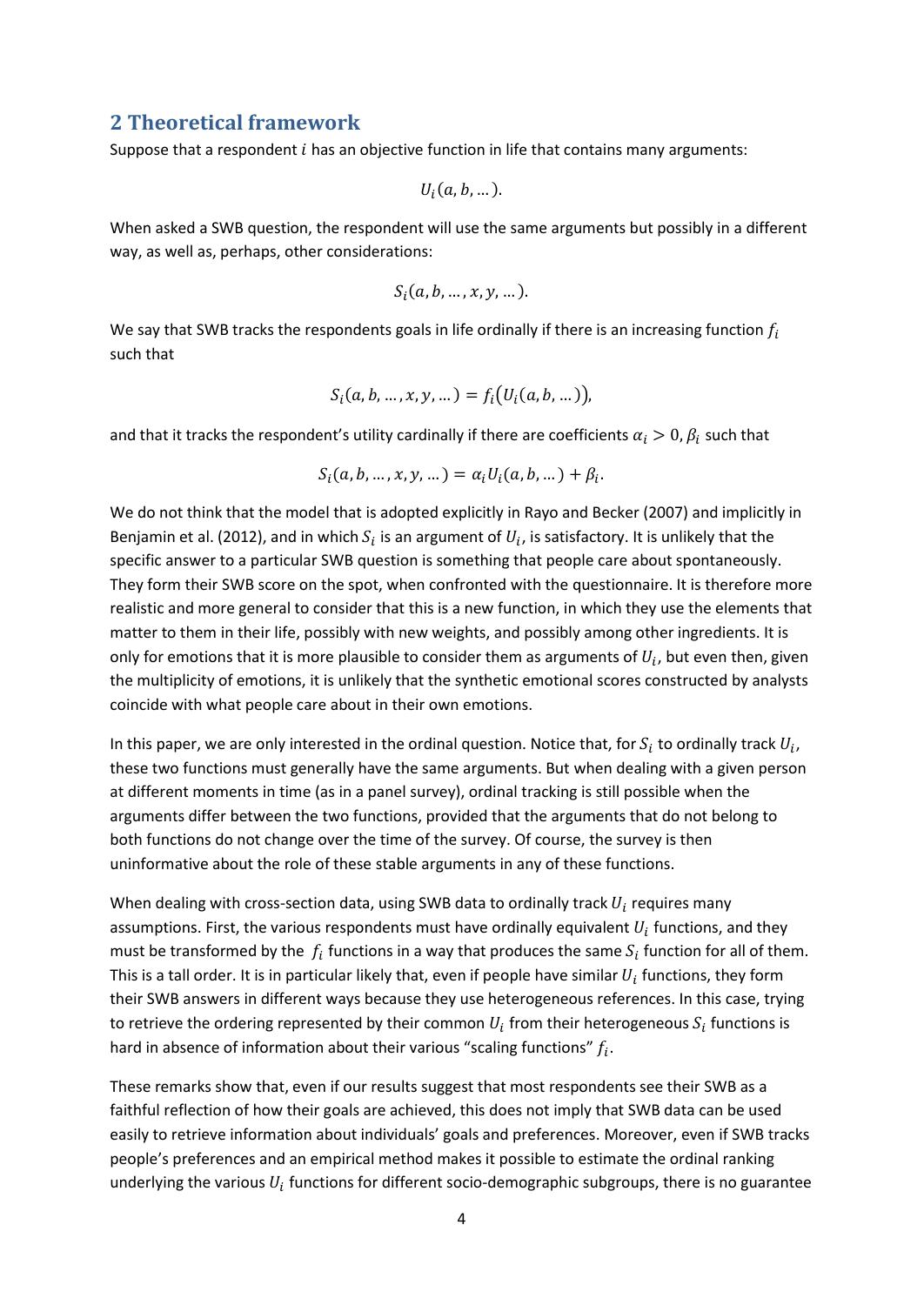## 2 Theoretical framework

Suppose that a respondent $i$ has an objective function in life that contains many arguments:

$$U_i(a, b, \dots).$$

When asked a SWB question, the respondent will use the same arguments but possibly in a different way, as well as, perhaps, other considerations:

$$S_i(a, b, \dots, x, y, \dots).$$

We say that SWB tracks the respondents goals in life ordinally if there is an increasing function $f_i$ such that

$$S_i(a, b, \dots, x, y, \dots) = f_i\big(U_i(a, b, \dots)\big),$$

and that it tracks the respondent's utility cardinally if there are coefficients $\alpha_i > 0, \beta_i$ such that

$$S_i(a, b, \dots, x, y, \dots) = \alpha_i U_i(a, b, \dots) + \beta_i.$$

We do not think that the model that is adopted explicitly in Rayo and Becker (2007) and implicitly in Benjamin et al. (2012), and in which $S_i$ is an argument of $U_i$, is satisfactory. It is unlikely that the specific answer to a particular SWB question is something that people care about spontaneously. They form their SWB score on the spot, when confronted with the questionnaire. It is therefore more realistic and more general to consider that this is a new function, in which they use the elements that matter to them in their life, possibly with new weights, and possibly among other ingredients. It is only for emotions that it is more plausible to consider them as arguments of $U_i$, but even then, given the multiplicity of emotions, it is unlikely that the synthetic emotional scores constructed by analysts coincide with what people care about in their own emotions.

In this paper, we are only interested in the ordinal question. Notice that, for $S_i$ to ordinally track $U_i$, these two functions must generally have the same arguments. But when dealing with a given person at different moments in time (as in a panel survey), ordinal tracking is still possible when the arguments differ between the two functions, provided that the arguments that do not belong to both functions do not change over the time of the survey. Of course, the survey is then uninformative about the role of these stable arguments in any of these functions.

When dealing with cross-section data, using SWB data to ordinally track $U_i$ requires many assumptions. First, the various respondents must have ordinally equivalent $U_i$ functions, and they must be transformed by the $f_i$ functions in a way that produces the same $S_i$ function for all of them. This is a tall order. It is in particular likely that, even if people have similar $U_i$ functions, they form their SWB answers in different ways because they use heterogeneous references. In this case, trying to retrieve the ordering represented by their common $U_i$ from their heterogeneous $S_i$ functions is hard in absence of information about their various "scaling functions" $f_i$.

These remarks show that, even if our results suggest that most respondents see their SWB as a faithful reflection of how their goals are achieved, this does not imply that SWB data can be used easily to retrieve information about individuals' goals and preferences. Moreover, even if SWB tracks people's preferences and an empirical method makes it possible to estimate the ordinal ranking underlying the various $U_i$ functions for different socio-demographic subgroups, there is no guarantee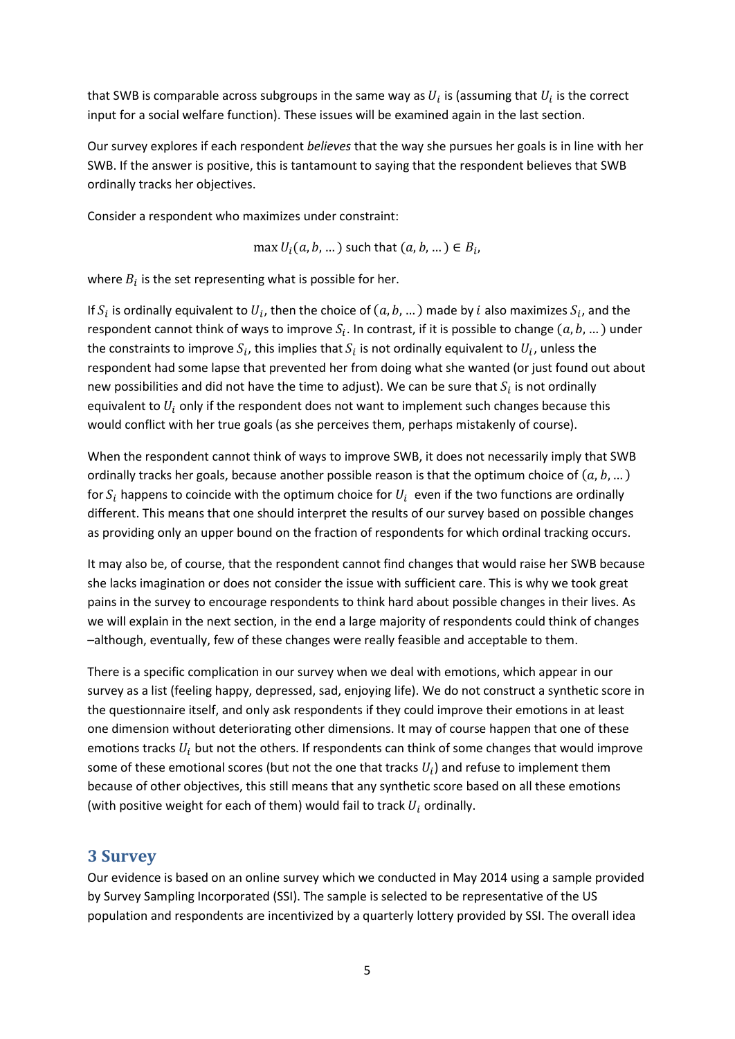that SWB is comparable across subgroups in the same way as $U_i$ is (assuming that $U_i$ is the correct input for a social welfare function). These issues will be examined again in the last section.

Our survey explores if each respondent *believes* that the way she pursues her goals is in line with her SWB. If the answer is positive, this is tantamount to saying that the respondent believes that SWB ordinally tracks her objectives.

Consider a respondent who maximizes under constraint:

$$\max U_i(a, b, \dots) \text{ such that } (a, b, \dots) \in B_i,$$

where $B_i$ is the set representing what is possible for her.

If $S_i$ is ordinally equivalent to $U_i$, then the choice of $(a, b, \dots)$ made by $i$ also maximizes $S_i$, and the respondent cannot think of ways to improve $S_i$. In contrast, if it is possible to change $(a, b, \dots)$ under the constraints to improve $S_i$, this implies that $S_i$ is not ordinally equivalent to $U_i$, unless the respondent had some lapse that prevented her from doing what she wanted (or just found out about new possibilities and did not have the time to adjust). We can be sure that $S_i$ is not ordinally equivalent to $U_i$ only if the respondent does not want to implement such changes because this would conflict with her true goals (as she perceives them, perhaps mistakenly of course).

When the respondent cannot think of ways to improve SWB, it does not necessarily imply that SWB ordinally tracks her goals, because another possible reason is that the optimum choice of $(a, b, \dots)$ for $S_i$ happens to coincide with the optimum choice for $U_i$ even if the two functions are ordinally different. This means that one should interpret the results of our survey based on possible changes as providing only an upper bound on the fraction of respondents for which ordinal tracking occurs.

It may also be, of course, that the respondent cannot find changes that would raise her SWB because she lacks imagination or does not consider the issue with sufficient care. This is why we took great pains in the survey to encourage respondents to think hard about possible changes in their lives. As we will explain in the next section, in the end a large majority of respondents could think of changes –although, eventually, few of these changes were really feasible and acceptable to them.

There is a specific complication in our survey when we deal with emotions, which appear in our survey as a list (feeling happy, depressed, sad, enjoying life). We do not construct a synthetic score in the questionnaire itself, and only ask respondents if they could improve their emotions in at least one dimension without deteriorating other dimensions. It may of course happen that one of these emotions tracks $U_i$ but not the others. If respondents can think of some changes that would improve some of these emotional scores (but not the one that tracks $U_i$) and refuse to implement them because of other objectives, this still means that any synthetic score based on all these emotions (with positive weight for each of them) would fail to track $U_i$ ordinally.

## 3 Survey

Our evidence is based on an online survey which we conducted in May 2014 using a sample provided by Survey Sampling Incorporated (SSI). The sample is selected to be representative of the US population and respondents are incentivized by a quarterly lottery provided by SSI. The overall idea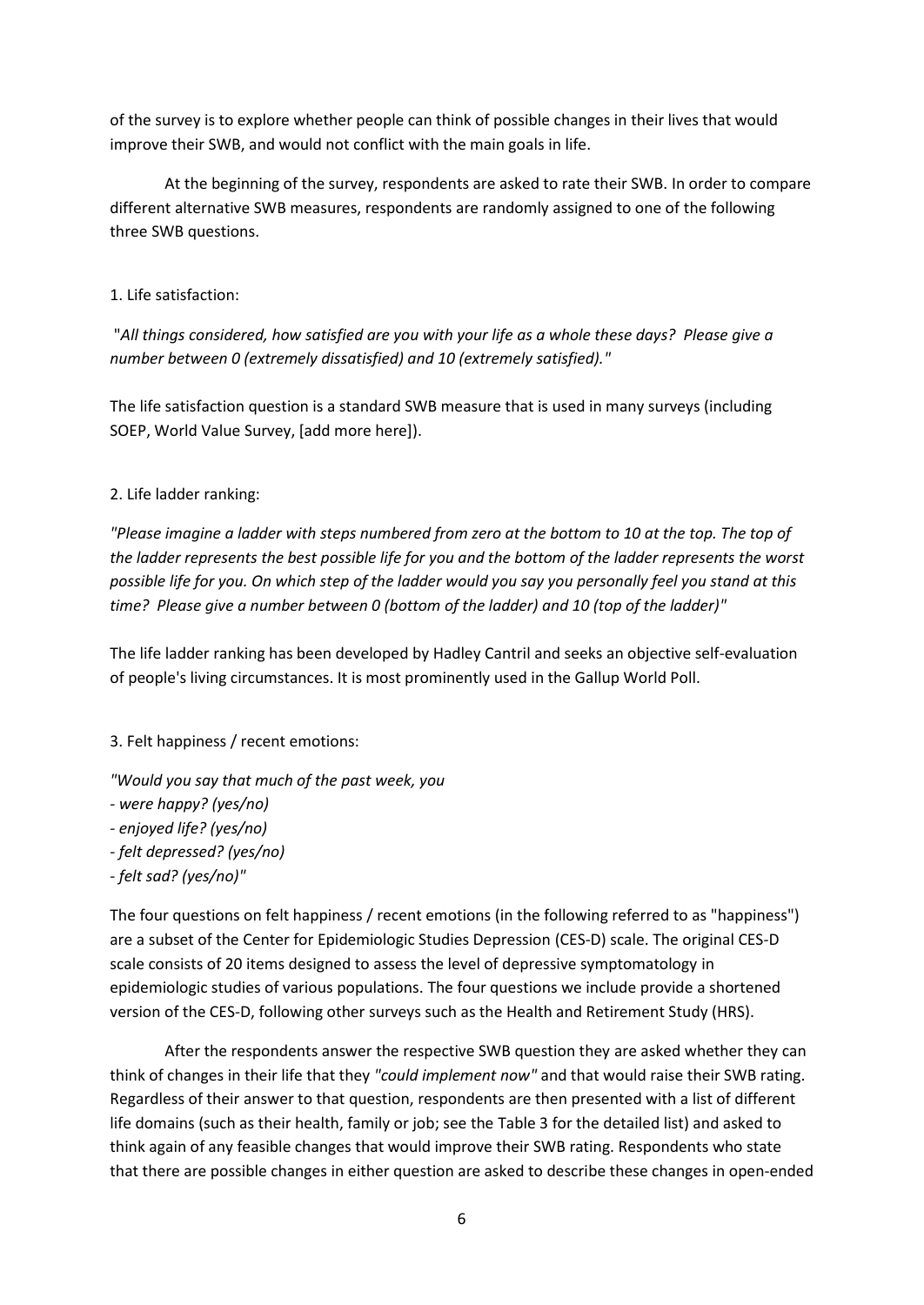of the survey is to explore whether people can think of possible changes in their lives that would improve their SWB, and would not conflict with the main goals in life.

At the beginning of the survey, respondents are asked to rate their SWB. In order to compare different alternative SWB measures, respondents are randomly assigned to one of the following three SWB questions.

1. Life satisfaction:

"*All things considered, how satisfied are you with your life as a whole these days? Please give a number between 0 (extremely dissatisfied) and 10 (extremely satisfied).*"

The life satisfaction question is a standard SWB measure that is used in many surveys (including SOEP, World Value Survey, [add more here]).

2. Life ladder ranking:

*"Please imagine a ladder with steps numbered from zero at the bottom to 10 at the top. The top of the ladder represents the best possible life for you and the bottom of the ladder represents the worst possible life for you. On which step of the ladder would you say you personally feel you stand at this time? Please give a number between 0 (bottom of the ladder) and 10 (top of the ladder)"*

The life ladder ranking has been developed by Hadley Cantril and seeks an objective self-evaluation of people's living circumstances. It is most prominently used in the Gallup World Poll.

3. Felt happiness / recent emotions:

*"Would you say that much of the past week, you*
*- were happy? (yes/no)*
*- enjoyed life? (yes/no)*
*- felt depressed? (yes/no)*
*- felt sad? (yes/no)"*

The four questions on felt happiness / recent emotions (in the following referred to as "happiness") are a subset of the Center for Epidemiologic Studies Depression (CES-D) scale. The original CES-D scale consists of 20 items designed to assess the level of depressive symptomatology in epidemiologic studies of various populations. The four questions we include provide a shortened version of the CES-D, following other surveys such as the Health and Retirement Study (HRS).

After the respondents answer the respective SWB question they are asked whether they can think of changes in their life that they *"could implement now"* and that would raise their SWB rating. Regardless of their answer to that question, respondents are then presented with a list of different life domains (such as their health, family or job; see the Table 3 for the detailed list) and asked to think again of any feasible changes that would improve their SWB rating. Respondents who state that there are possible changes in either question are asked to describe these changes in open-ended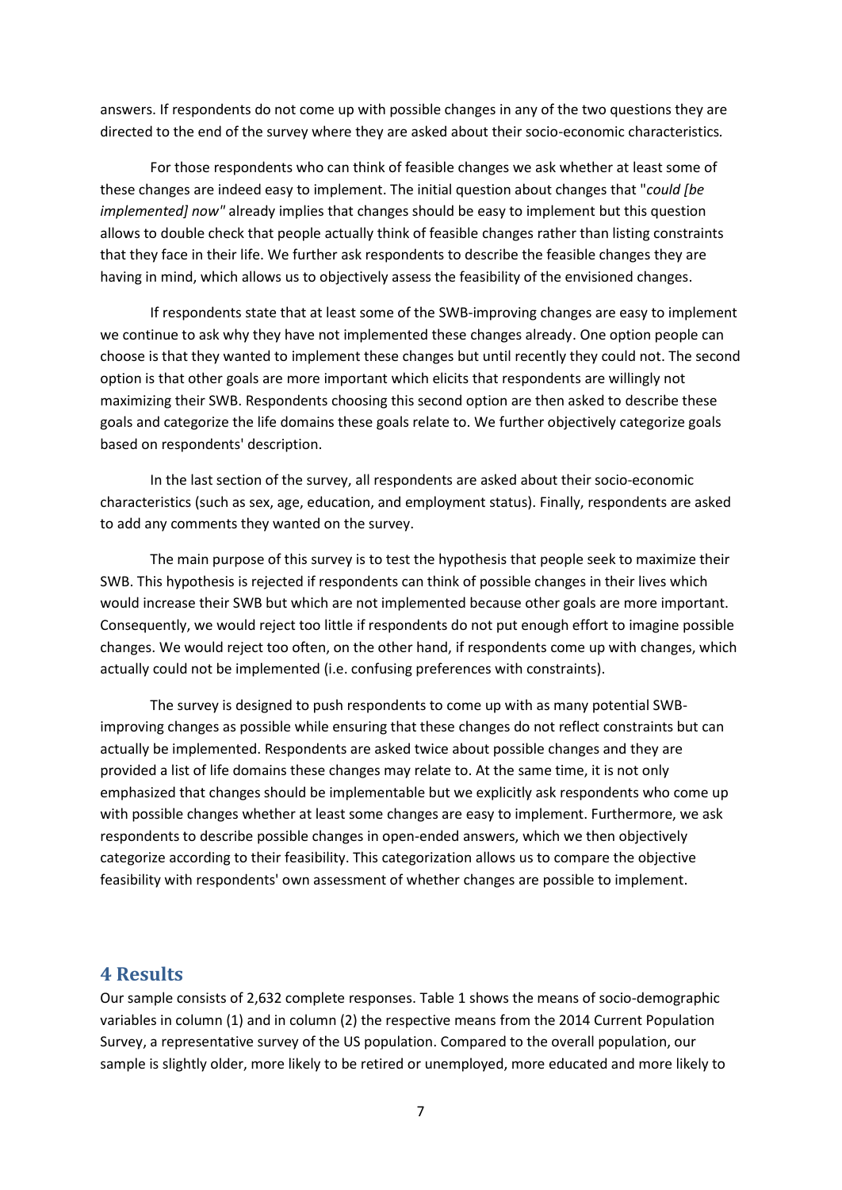answers. If respondents do not come up with possible changes in any of the two questions they are directed to the end of the survey where they are asked about their socio-economic characteristics.

For those respondents who can think of feasible changes we ask whether at least some of these changes are indeed easy to implement. The initial question about changes that "*could [be implemented] now"* already implies that changes should be easy to implement but this question allows to double check that people actually think of feasible changes rather than listing constraints that they face in their life. We further ask respondents to describe the feasible changes they are having in mind, which allows us to objectively assess the feasibility of the envisioned changes.

If respondents state that at least some of the SWB-improving changes are easy to implement we continue to ask why they have not implemented these changes already. One option people can choose is that they wanted to implement these changes but until recently they could not. The second option is that other goals are more important which elicits that respondents are willingly not maximizing their SWB. Respondents choosing this second option are then asked to describe these goals and categorize the life domains these goals relate to. We further objectively categorize goals based on respondents' description.

In the last section of the survey, all respondents are asked about their socio-economic characteristics (such as sex, age, education, and employment status). Finally, respondents are asked to add any comments they wanted on the survey.

The main purpose of this survey is to test the hypothesis that people seek to maximize their SWB. This hypothesis is rejected if respondents can think of possible changes in their lives which would increase their SWB but which are not implemented because other goals are more important. Consequently, we would reject too little if respondents do not put enough effort to imagine possible changes. We would reject too often, on the other hand, if respondents come up with changes, which actually could not be implemented (i.e. confusing preferences with constraints).

The survey is designed to push respondents to come up with as many potential SWB-improving changes as possible while ensuring that these changes do not reflect constraints but can actually be implemented. Respondents are asked twice about possible changes and they are provided a list of life domains these changes may relate to. At the same time, it is not only emphasized that changes should be implementable but we explicitly ask respondents who come up with possible changes whether at least some changes are easy to implement. Furthermore, we ask respondents to describe possible changes in open-ended answers, which we then objectively categorize according to their feasibility. This categorization allows us to compare the objective feasibility with respondents' own assessment of whether changes are possible to implement.

## 4 Results

Our sample consists of 2,632 complete responses. Table 1 shows the means of socio-demographic variables in column (1) and in column (2) the respective means from the 2014 Current Population Survey, a representative survey of the US population. Compared to the overall population, our sample is slightly older, more likely to be retired or unemployed, more educated and more likely to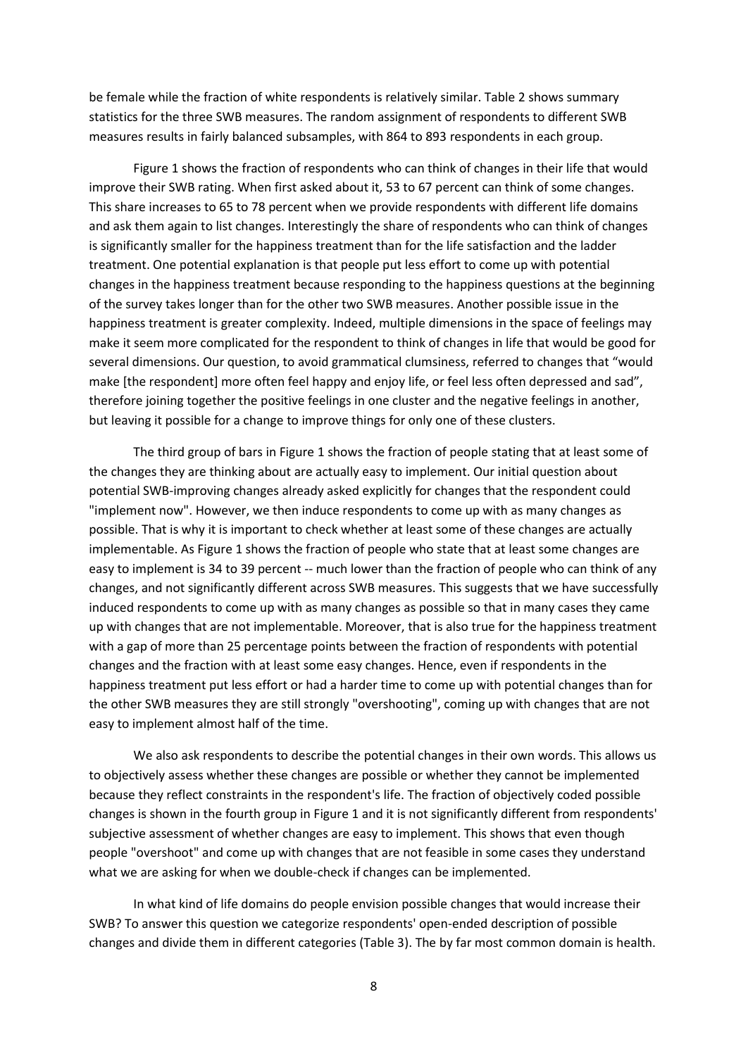be female while the fraction of white respondents is relatively similar. Table 2 shows summary statistics for the three SWB measures. The random assignment of respondents to different SWB measures results in fairly balanced subsamples, with 864 to 893 respondents in each group.

Figure 1 shows the fraction of respondents who can think of changes in their life that would improve their SWB rating. When first asked about it, 53 to 67 percent can think of some changes. This share increases to 65 to 78 percent when we provide respondents with different life domains and ask them again to list changes. Interestingly the share of respondents who can think of changes is significantly smaller for the happiness treatment than for the life satisfaction and the ladder treatment. One potential explanation is that people put less effort to come up with potential changes in the happiness treatment because responding to the happiness questions at the beginning of the survey takes longer than for the other two SWB measures. Another possible issue in the happiness treatment is greater complexity. Indeed, multiple dimensions in the space of feelings may make it seem more complicated for the respondent to think of changes in life that would be good for several dimensions. Our question, to avoid grammatical clumsiness, referred to changes that "would make [the respondent] more often feel happy and enjoy life, or feel less often depressed and sad", therefore joining together the positive feelings in one cluster and the negative feelings in another, but leaving it possible for a change to improve things for only one of these clusters.

The third group of bars in Figure 1 shows the fraction of people stating that at least some of the changes they are thinking about are actually easy to implement. Our initial question about potential SWB-improving changes already asked explicitly for changes that the respondent could "implement now". However, we then induce respondents to come up with as many changes as possible. That is why it is important to check whether at least some of these changes are actually implementable. As Figure 1 shows the fraction of people who state that at least some changes are easy to implement is 34 to 39 percent -- much lower than the fraction of people who can think of any changes, and not significantly different across SWB measures. This suggests that we have successfully induced respondents to come up with as many changes as possible so that in many cases they came up with changes that are not implementable. Moreover, that is also true for the happiness treatment with a gap of more than 25 percentage points between the fraction of respondents with potential changes and the fraction with at least some easy changes. Hence, even if respondents in the happiness treatment put less effort or had a harder time to come up with potential changes than for the other SWB measures they are still strongly "overshooting", coming up with changes that are not easy to implement almost half of the time.

We also ask respondents to describe the potential changes in their own words. This allows us to objectively assess whether these changes are possible or whether they cannot be implemented because they reflect constraints in the respondent's life. The fraction of objectively coded possible changes is shown in the fourth group in Figure 1 and it is not significantly different from respondents' subjective assessment of whether changes are easy to implement. This shows that even though people "overshoot" and come up with changes that are not feasible in some cases they understand what we are asking for when we double-check if changes can be implemented.

In what kind of life domains do people envision possible changes that would increase their SWB? To answer this question we categorize respondents' open-ended description of possible changes and divide them in different categories (Table 3). The by far most common domain is health.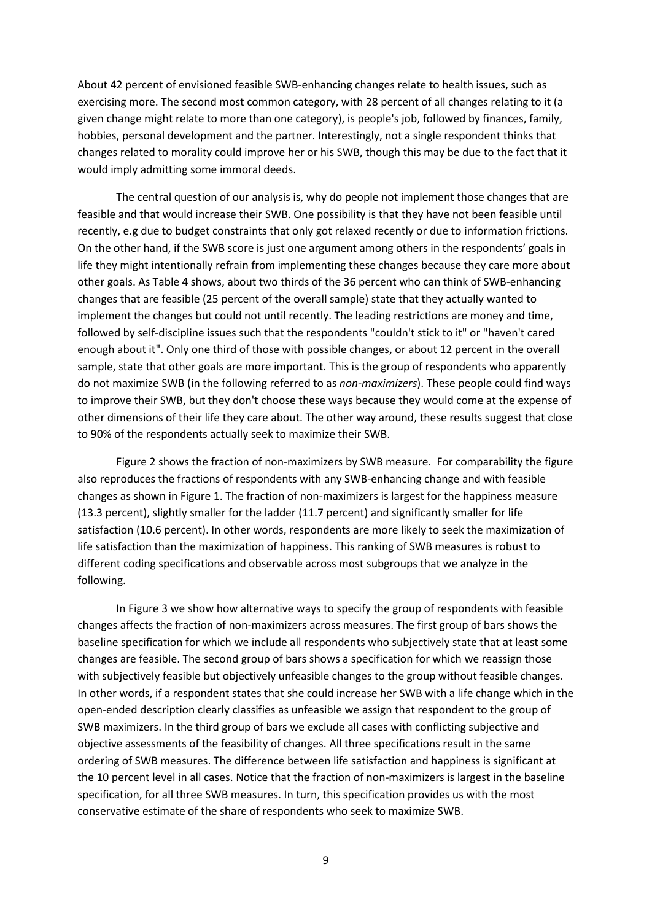About 42 percent of envisioned feasible SWB-enhancing changes relate to health issues, such as exercising more. The second most common category, with 28 percent of all changes relating to it (a given change might relate to more than one category), is people's job, followed by finances, family, hobbies, personal development and the partner. Interestingly, not a single respondent thinks that changes related to morality could improve her or his SWB, though this may be due to the fact that it would imply admitting some immoral deeds.

The central question of our analysis is, why do people not implement those changes that are feasible and that would increase their SWB. One possibility is that they have not been feasible until recently, e.g due to budget constraints that only got relaxed recently or due to information frictions. On the other hand, if the SWB score is just one argument among others in the respondents' goals in life they might intentionally refrain from implementing these changes because they care more about other goals. As Table 4 shows, about two thirds of the 36 percent who can think of SWB-enhancing changes that are feasible (25 percent of the overall sample) state that they actually wanted to implement the changes but could not until recently. The leading restrictions are money and time, followed by self-discipline issues such that the respondents "couldn't stick to it" or "haven't cared enough about it". Only one third of those with possible changes, or about 12 percent in the overall sample, state that other goals are more important. This is the group of respondents who apparently do not maximize SWB (in the following referred to as *non-maximizers*). These people could find ways to improve their SWB, but they don't choose these ways because they would come at the expense of other dimensions of their life they care about. The other way around, these results suggest that close to 90% of the respondents actually seek to maximize their SWB.

Figure 2 shows the fraction of non-maximizers by SWB measure. For comparability the figure also reproduces the fractions of respondents with any SWB-enhancing change and with feasible changes as shown in Figure 1. The fraction of non-maximizers is largest for the happiness measure (13.3 percent), slightly smaller for the ladder (11.7 percent) and significantly smaller for life satisfaction (10.6 percent). In other words, respondents are more likely to seek the maximization of life satisfaction than the maximization of happiness. This ranking of SWB measures is robust to different coding specifications and observable across most subgroups that we analyze in the following.

In Figure 3 we show how alternative ways to specify the group of respondents with feasible changes affects the fraction of non-maximizers across measures. The first group of bars shows the baseline specification for which we include all respondents who subjectively state that at least some changes are feasible. The second group of bars shows a specification for which we reassign those with subjectively feasible but objectively unfeasible changes to the group without feasible changes. In other words, if a respondent states that she could increase her SWB with a life change which in the open-ended description clearly classifies as unfeasible we assign that respondent to the group of SWB maximizers. In the third group of bars we exclude all cases with conflicting subjective and objective assessments of the feasibility of changes. All three specifications result in the same ordering of SWB measures. The difference between life satisfaction and happiness is significant at the 10 percent level in all cases. Notice that the fraction of non-maximizers is largest in the baseline specification, for all three SWB measures. In turn, this specification provides us with the most conservative estimate of the share of respondents who seek to maximize SWB.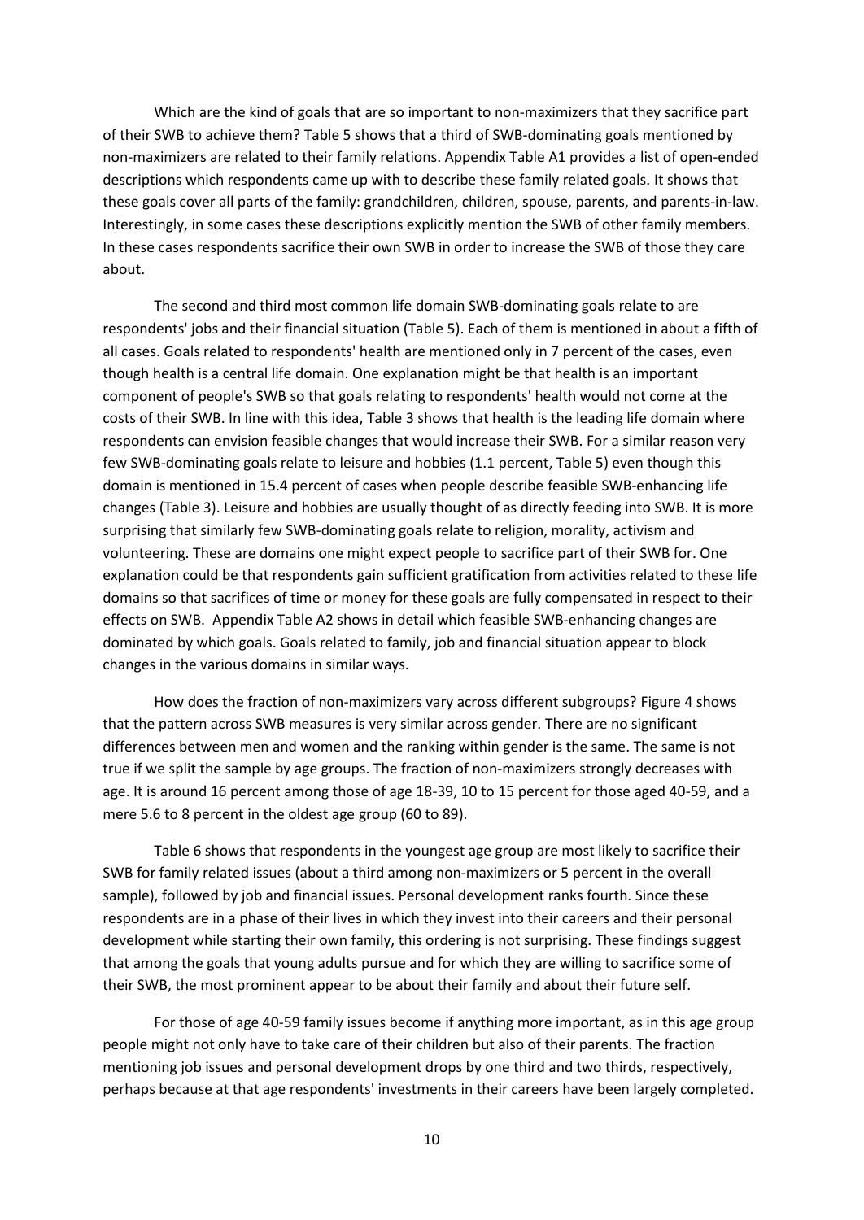Which are the kind of goals that are so important to non-maximizers that they sacrifice part of their SWB to achieve them? Table 5 shows that a third of SWB-dominating goals mentioned by non-maximizers are related to their family relations. Appendix Table A1 provides a list of open-ended descriptions which respondents came up with to describe these family related goals. It shows that these goals cover all parts of the family: grandchildren, children, spouse, parents, and parents-in-law. Interestingly, in some cases these descriptions explicitly mention the SWB of other family members. In these cases respondents sacrifice their own SWB in order to increase the SWB of those they care about.

The second and third most common life domain SWB-dominating goals relate to are respondents' jobs and their financial situation (Table 5). Each of them is mentioned in about a fifth of all cases. Goals related to respondents' health are mentioned only in 7 percent of the cases, even though health is a central life domain. One explanation might be that health is an important component of people's SWB so that goals relating to respondents' health would not come at the costs of their SWB. In line with this idea, Table 3 shows that health is the leading life domain where respondents can envision feasible changes that would increase their SWB. For a similar reason very few SWB-dominating goals relate to leisure and hobbies (1.1 percent, Table 5) even though this domain is mentioned in 15.4 percent of cases when people describe feasible SWB-enhancing life changes (Table 3). Leisure and hobbies are usually thought of as directly feeding into SWB. It is more surprising that similarly few SWB-dominating goals relate to religion, morality, activism and volunteering. These are domains one might expect people to sacrifice part of their SWB for. One explanation could be that respondents gain sufficient gratification from activities related to these life domains so that sacrifices of time or money for these goals are fully compensated in respect to their effects on SWB. Appendix Table A2 shows in detail which feasible SWB-enhancing changes are dominated by which goals. Goals related to family, job and financial situation appear to block changes in the various domains in similar ways.

How does the fraction of non-maximizers vary across different subgroups? Figure 4 shows that the pattern across SWB measures is very similar across gender. There are no significant differences between men and women and the ranking within gender is the same. The same is not true if we split the sample by age groups. The fraction of non-maximizers strongly decreases with age. It is around 16 percent among those of age 18-39, 10 to 15 percent for those aged 40-59, and a mere 5.6 to 8 percent in the oldest age group (60 to 89).

Table 6 shows that respondents in the youngest age group are most likely to sacrifice their SWB for family related issues (about a third among non-maximizers or 5 percent in the overall sample), followed by job and financial issues. Personal development ranks fourth. Since these respondents are in a phase of their lives in which they invest into their careers and their personal development while starting their own family, this ordering is not surprising. These findings suggest that among the goals that young adults pursue and for which they are willing to sacrifice some of their SWB, the most prominent appear to be about their family and about their future self.

For those of age 40-59 family issues become if anything more important, as in this age group people might not only have to take care of their children but also of their parents. The fraction mentioning job issues and personal development drops by one third and two thirds, respectively, perhaps because at that age respondents' investments in their careers have been largely completed.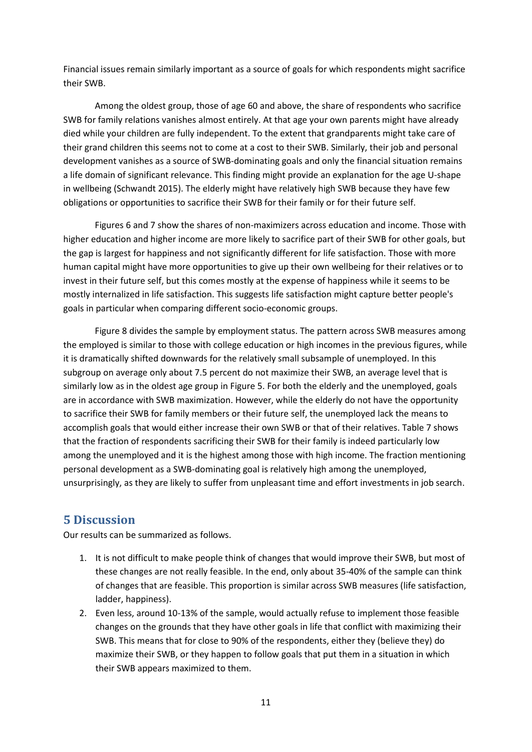Financial issues remain similarly important as a source of goals for which respondents might sacrifice their SWB.

Among the oldest group, those of age 60 and above, the share of respondents who sacrifice SWB for family relations vanishes almost entirely. At that age your own parents might have already died while your children are fully independent. To the extent that grandparents might take care of their grand children this seems not to come at a cost to their SWB. Similarly, their job and personal development vanishes as a source of SWB-dominating goals and only the financial situation remains a life domain of significant relevance. This finding might provide an explanation for the age U-shape in wellbeing (Schwandt 2015). The elderly might have relatively high SWB because they have few obligations or opportunities to sacrifice their SWB for their family or for their future self.

Figures 6 and 7 show the shares of non-maximizers across education and income. Those with higher education and higher income are more likely to sacrifice part of their SWB for other goals, but the gap is largest for happiness and not significantly different for life satisfaction. Those with more human capital might have more opportunities to give up their own wellbeing for their relatives or to invest in their future self, but this comes mostly at the expense of happiness while it seems to be mostly internalized in life satisfaction. This suggests life satisfaction might capture better people's goals in particular when comparing different socio-economic groups.

Figure 8 divides the sample by employment status. The pattern across SWB measures among the employed is similar to those with college education or high incomes in the previous figures, while it is dramatically shifted downwards for the relatively small subsample of unemployed. In this subgroup on average only about 7.5 percent do not maximize their SWB, an average level that is similarly low as in the oldest age group in Figure 5. For both the elderly and the unemployed, goals are in accordance with SWB maximization. However, while the elderly do not have the opportunity to sacrifice their SWB for family members or their future self, the unemployed lack the means to accomplish goals that would either increase their own SWB or that of their relatives. Table 7 shows that the fraction of respondents sacrificing their SWB for their family is indeed particularly low among the unemployed and it is the highest among those with high income. The fraction mentioning personal development as a SWB-dominating goal is relatively high among the unemployed, unsurprisingly, as they are likely to suffer from unpleasant time and effort investments in job search.

## 5 Discussion

Our results can be summarized as follows.

1. It is not difficult to make people think of changes that would improve their SWB, but most of these changes are not really feasible. In the end, only about 35-40% of the sample can think of changes that are feasible. This proportion is similar across SWB measures (life satisfaction, ladder, happiness).
2. Even less, around 10-13% of the sample, would actually refuse to implement those feasible changes on the grounds that they have other goals in life that conflict with maximizing their SWB. This means that for close to 90% of the respondents, either they (believe they) do maximize their SWB, or they happen to follow goals that put them in a situation in which their SWB appears maximized to them.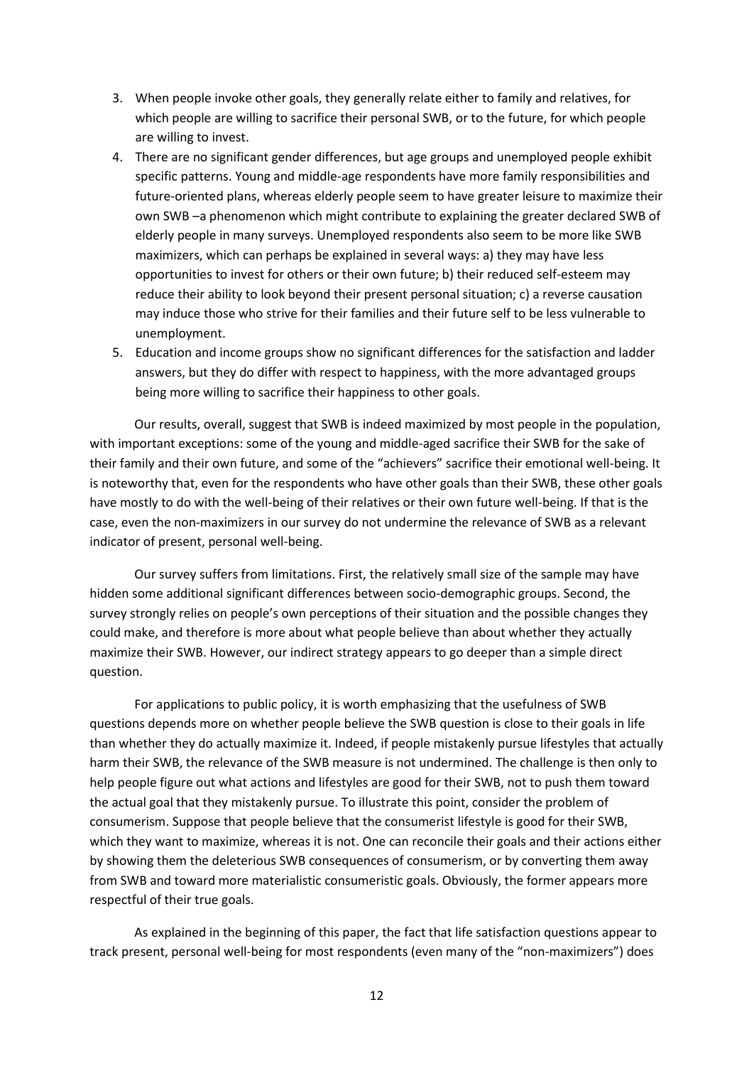3. When people invoke other goals, they generally relate either to family and relatives, for which people are willing to sacrifice their personal SWB, or to the future, for which people are willing to invest.
4. There are no significant gender differences, but age groups and unemployed people exhibit specific patterns. Young and middle-age respondents have more family responsibilities and future-oriented plans, whereas elderly people seem to have greater leisure to maximize their own SWB –a phenomenon which might contribute to explaining the greater declared SWB of elderly people in many surveys. Unemployed respondents also seem to be more like SWB maximizers, which can perhaps be explained in several ways: a) they may have less opportunities to invest for others or their own future; b) their reduced self-esteem may reduce their ability to look beyond their present personal situation; c) a reverse causation may induce those who strive for their families and their future self to be less vulnerable to unemployment.
5. Education and income groups show no significant differences for the satisfaction and ladder answers, but they do differ with respect to happiness, with the more advantaged groups being more willing to sacrifice their happiness to other goals.

Our results, overall, suggest that SWB is indeed maximized by most people in the population, with important exceptions: some of the young and middle-aged sacrifice their SWB for the sake of their family and their own future, and some of the "achievers" sacrifice their emotional well-being. It is noteworthy that, even for the respondents who have other goals than their SWB, these other goals have mostly to do with the well-being of their relatives or their own future well-being. If that is the case, even the non-maximizers in our survey do not undermine the relevance of SWB as a relevant indicator of present, personal well-being.

Our survey suffers from limitations. First, the relatively small size of the sample may have hidden some additional significant differences between socio-demographic groups. Second, the survey strongly relies on people's own perceptions of their situation and the possible changes they could make, and therefore is more about what people believe than about whether they actually maximize their SWB. However, our indirect strategy appears to go deeper than a simple direct question.

For applications to public policy, it is worth emphasizing that the usefulness of SWB questions depends more on whether people believe the SWB question is close to their goals in life than whether they do actually maximize it. Indeed, if people mistakenly pursue lifestyles that actually harm their SWB, the relevance of the SWB measure is not undermined. The challenge is then only to help people figure out what actions and lifestyles are good for their SWB, not to push them toward the actual goal that they mistakenly pursue. To illustrate this point, consider the problem of consumerism. Suppose that people believe that the consumerist lifestyle is good for their SWB, which they want to maximize, whereas it is not. One can reconcile their goals and their actions either by showing them the deleterious SWB consequences of consumerism, or by converting them away from SWB and toward more materialistic consumeristic goals. Obviously, the former appears more respectful of their true goals.

As explained in the beginning of this paper, the fact that life satisfaction questions appear to track present, personal well-being for most respondents (even many of the "non-maximizers") does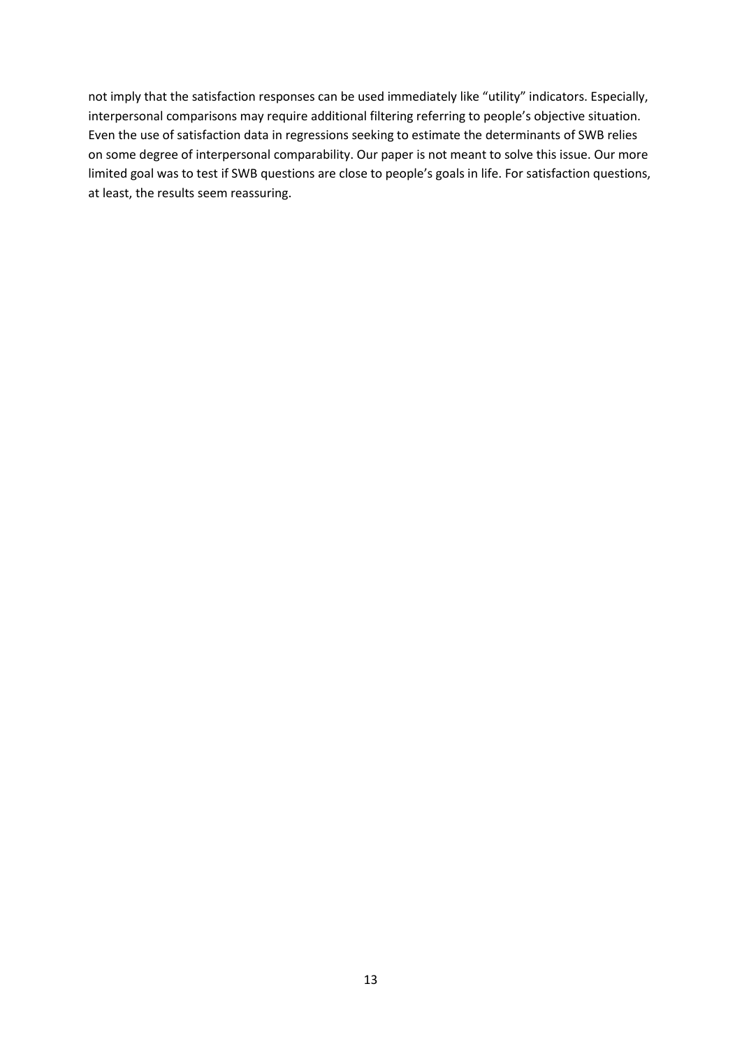not imply that the satisfaction responses can be used immediately like "utility" indicators. Especially, interpersonal comparisons may require additional filtering referring to people's objective situation. Even the use of satisfaction data in regressions seeking to estimate the determinants of SWB relies on some degree of interpersonal comparability. Our paper is not meant to solve this issue. Our more limited goal was to test if SWB questions are close to people's goals in life. For satisfaction questions, at least, the results seem reassuring.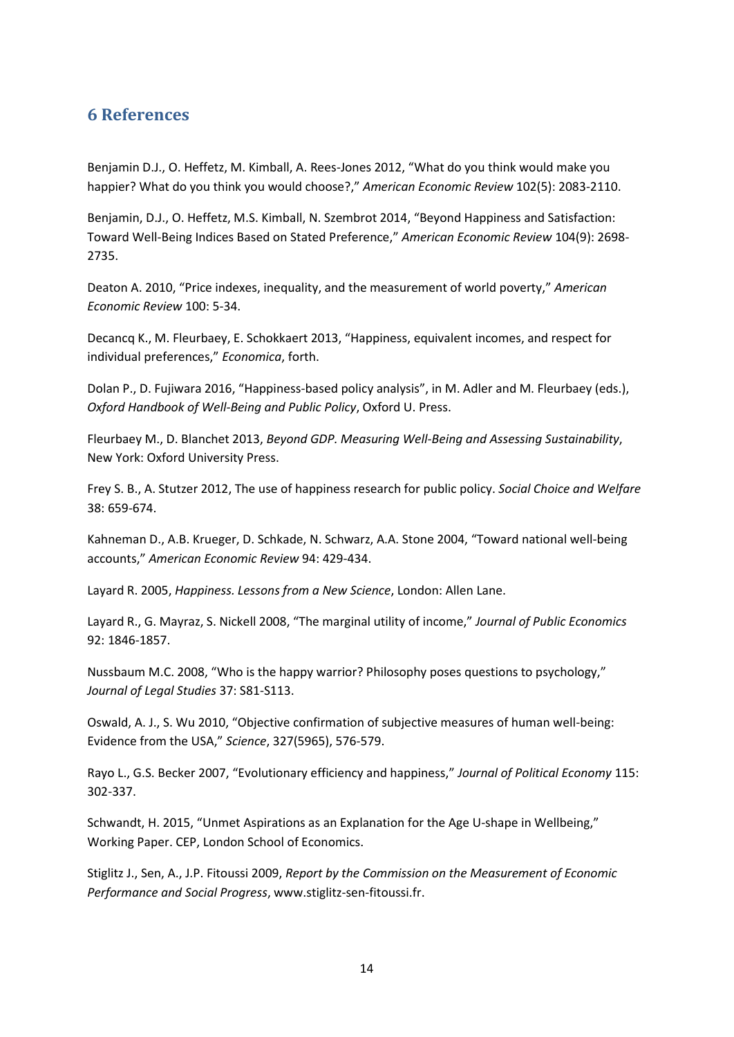## 6 References

Benjamin D.J., O. Heffetz, M. Kimball, A. Rees-Jones 2012, "What do you think would make you happier? What do you think you would choose?," *American Economic Review* 102(5): 2083-2110.

Benjamin, D.J., O. Heffetz, M.S. Kimball, N. Szembrot 2014, "Beyond Happiness and Satisfaction: Toward Well-Being Indices Based on Stated Preference," *American Economic Review* 104(9): 2698-2735.

Deaton A. 2010, "Price indexes, inequality, and the measurement of world poverty," *American Economic Review* 100: 5-34.

Decancq K., M. Fleurbaey, E. Schokkaert 2013, "Happiness, equivalent incomes, and respect for individual preferences," *Economica*, forth.

Dolan P., D. Fujiwara 2016, "Happiness-based policy analysis", in M. Adler and M. Fleurbaey (eds.), *Oxford Handbook of Well-Being and Public Policy*, Oxford U. Press.

Fleurbaey M., D. Blanchet 2013, *Beyond GDP. Measuring Well-Being and Assessing Sustainability*, New York: Oxford University Press.

Frey S. B., A. Stutzer 2012, The use of happiness research for public policy. *Social Choice and Welfare* 38: 659-674.

Kahneman D., A.B. Krueger, D. Schkade, N. Schwarz, A.A. Stone 2004, "Toward national well-being accounts," *American Economic Review* 94: 429-434.

Layard R. 2005, *Happiness. Lessons from a New Science*, London: Allen Lane.

Layard R., G. Mayraz, S. Nickell 2008, "The marginal utility of income," *Journal of Public Economics* 92: 1846-1857.

Nussbaum M.C. 2008, "Who is the happy warrior? Philosophy poses questions to psychology," *Journal of Legal Studies* 37: S81-S113.

Oswald, A. J., S. Wu 2010, "Objective confirmation of subjective measures of human well-being: Evidence from the USA," *Science*, 327(5965), 576-579.

Rayo L., G.S. Becker 2007, "Evolutionary efficiency and happiness," *Journal of Political Economy* 115: 302-337.

Schwandt, H. 2015, "Unmet Aspirations as an Explanation for the Age U-shape in Wellbeing," Working Paper. CEP, London School of Economics.

Stiglitz J., Sen, A., J.P. Fitoussi 2009, *Report by the Commission on the Measurement of Economic Performance and Social Progress*, www.stiglitz-sen-fitoussi.fr.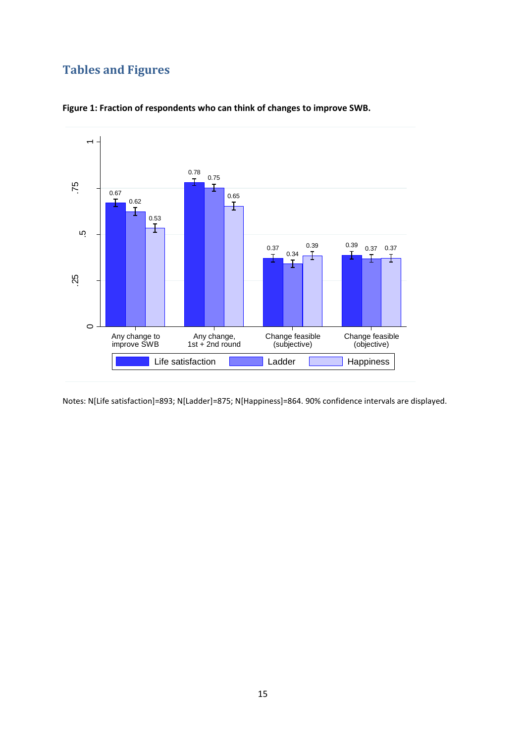## Tables and Figures

**Figure 1: Fraction of respondents who can think of changes to improve SWB.**

Notes: N[Life satisfaction]=893; N[Ladder]=875; N[Happiness]=864. 90% confidence intervals are displayed.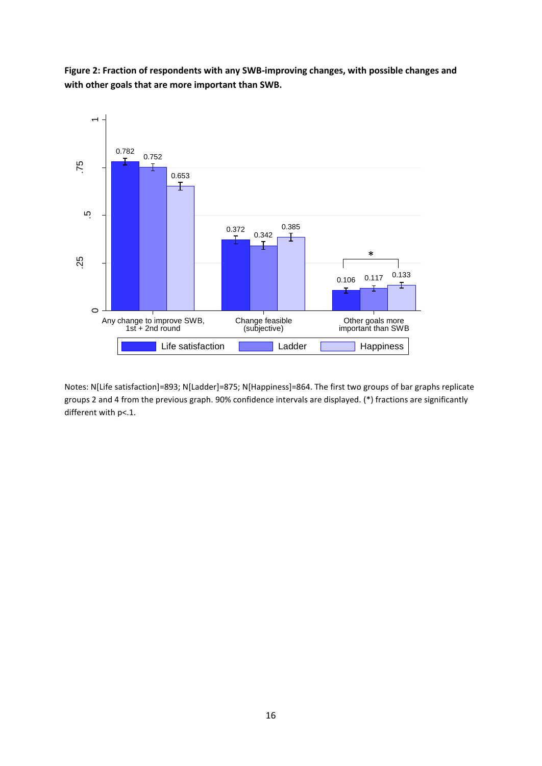**Figure 2: Fraction of respondents with any SWB-improving changes, with possible changes and with other goals that are more important than SWB.**

Notes: N[Life satisfaction]=893; N[Ladder]=875; N[Happiness]=864. The first two groups of bar graphs replicate groups 2 and 4 from the previous graph. 90% confidence intervals are displayed. (*) fractions are significantly different with p<.1.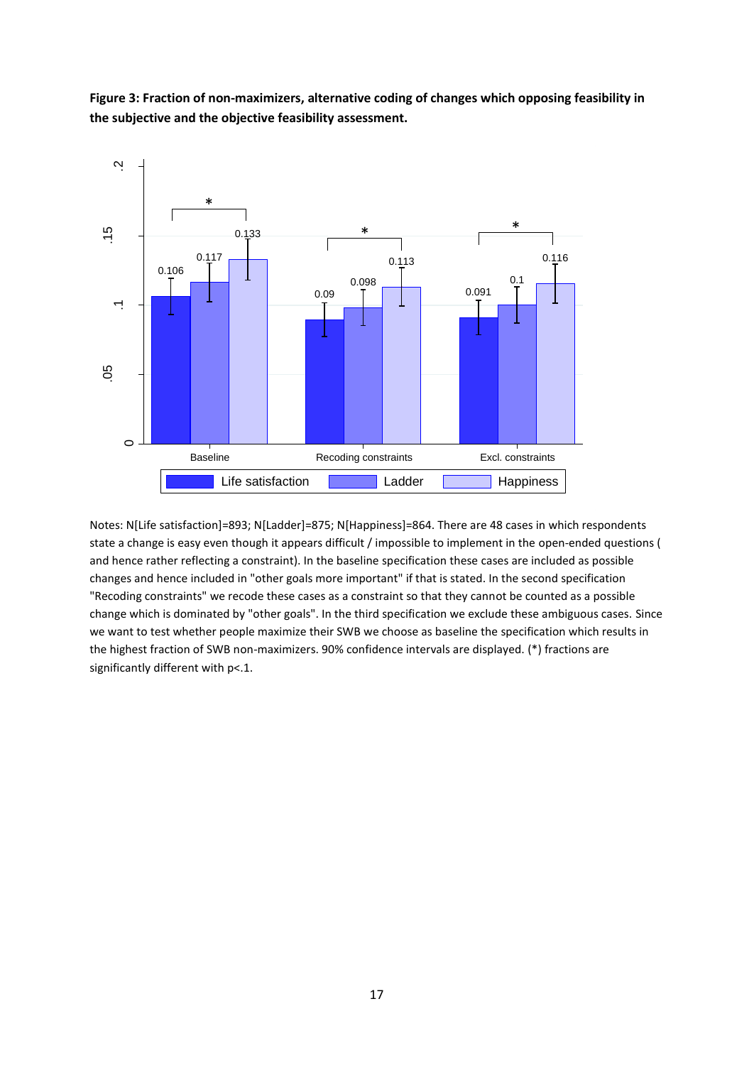**Figure 3: Fraction of non-maximizers, alternative coding of changes which opposing feasibility in the subjective and the objective feasibility assessment.**

Notes: N[Life satisfaction]=893; N[Ladder]=875; N[Happiness]=864. There are 48 cases in which respondents state a change is easy even though it appears difficult / impossible to implement in the open-ended questions ( and hence rather reflecting a constraint). In the baseline specification these cases are included as possible changes and hence included in "other goals more important" if that is stated. In the second specification "Recoding constraints" we recode these cases as a constraint so that they cannot be counted as a possible change which is dominated by "other goals". In the third specification we exclude these ambiguous cases. Since we want to test whether people maximize their SWB we choose as baseline the specification which results in the highest fraction of SWB non-maximizers. 90% confidence intervals are displayed. (*) fractions are significantly different with p<.1.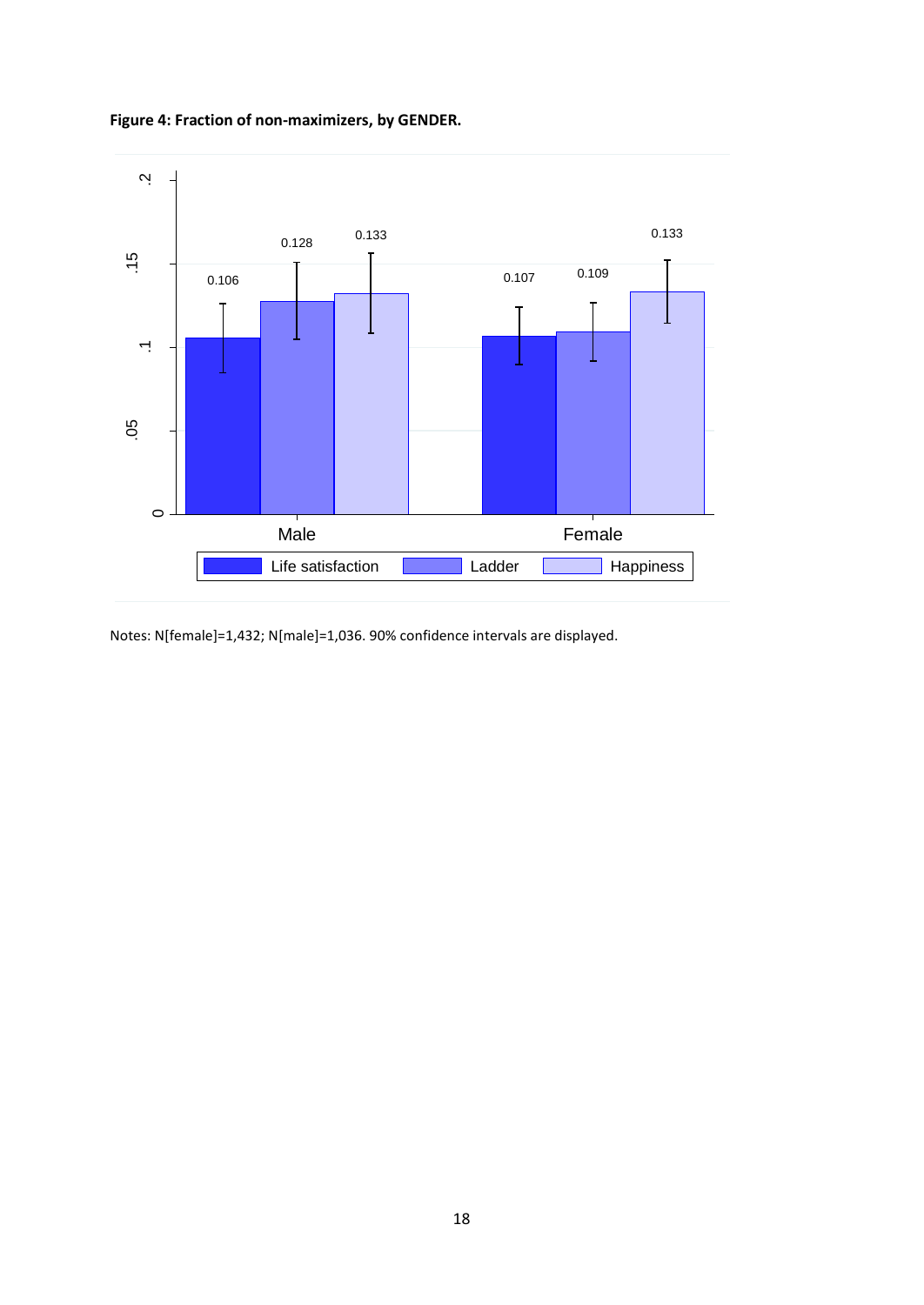**Figure 4: Fraction of non-maximizers, by GENDER.**

Notes: N[female]=1,432; N[male]=1,036. 90% confidence intervals are displayed.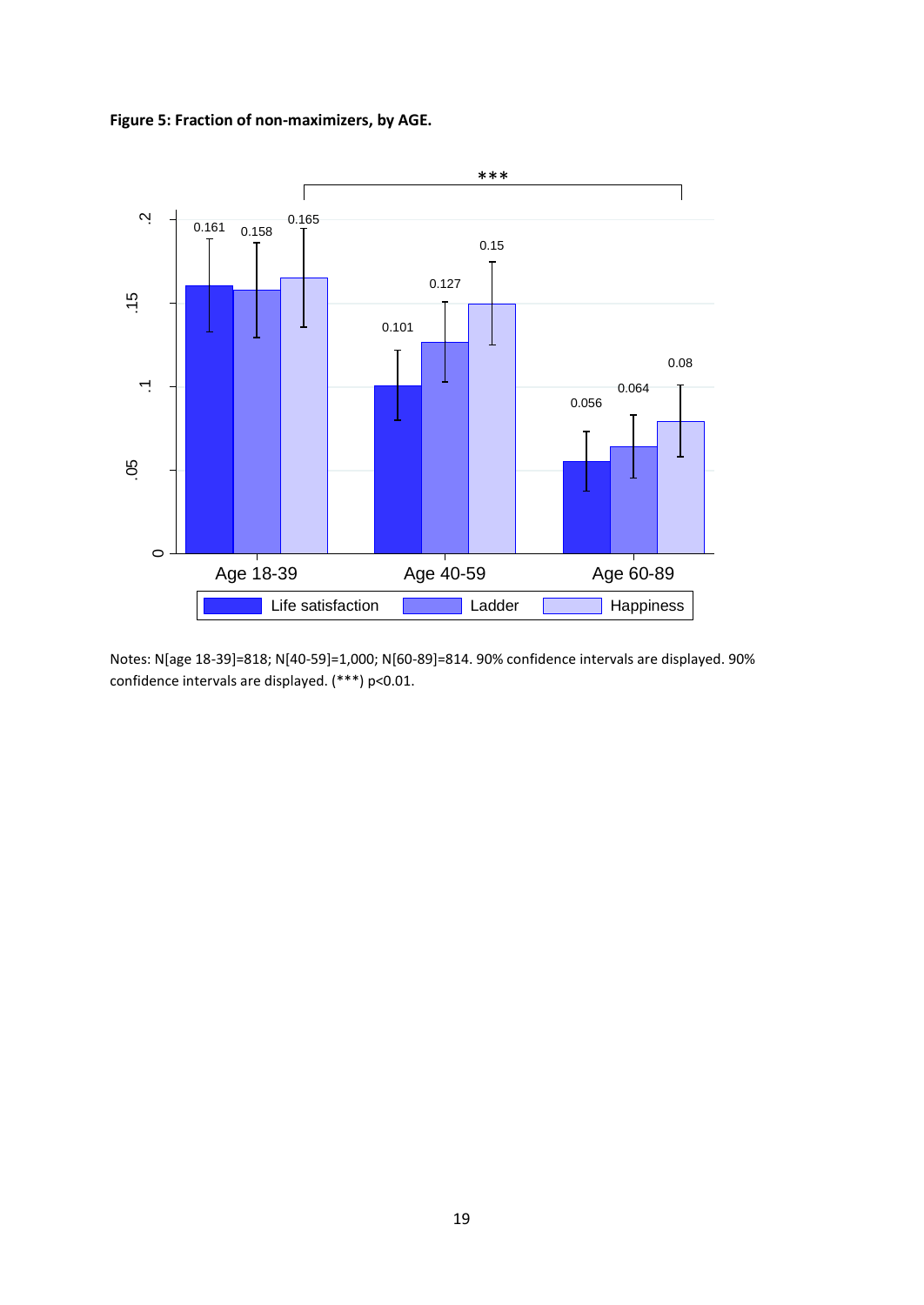**Figure 5: Fraction of non-maximizers, by AGE.**

Notes: N[age 18-39]=818; N[40-59]=1,000; N[60-89]=814. 90% confidence intervals are displayed. 90% confidence intervals are displayed. (***) p<0.01.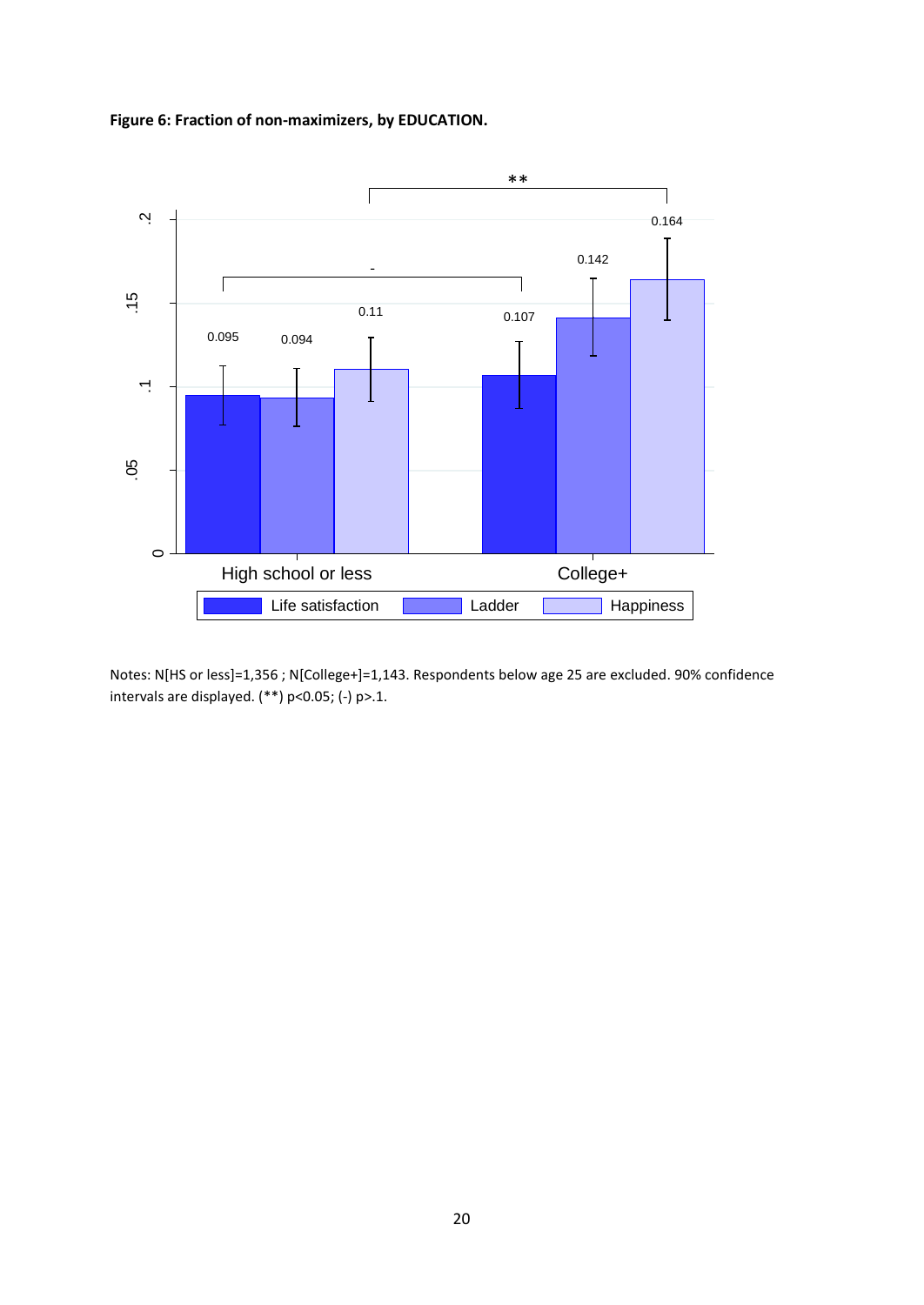**Figure 6: Fraction of non-maximizers, by EDUCATION.**

Notes: N[HS or less]=1,356 ; N[College+]=1,143. Respondents below age 25 are excluded. 90% confidence intervals are displayed. (**) p<0.05; (-) p>.1.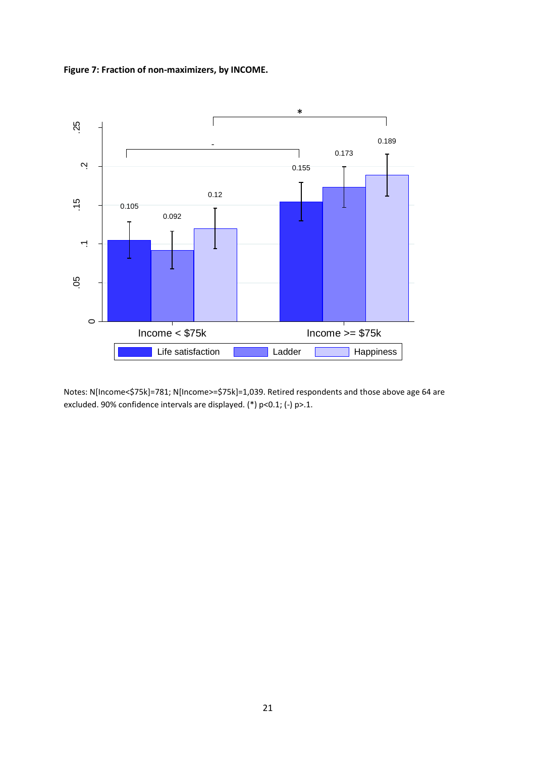**Figure 7: Fraction of non-maximizers, by INCOME.**

Notes: N[Income<$75k]=781; N[Income>=$75k]=1,039. Retired respondents and those above age 64 are excluded. 90% confidence intervals are displayed. (*) p<0.1; (-) p>.1.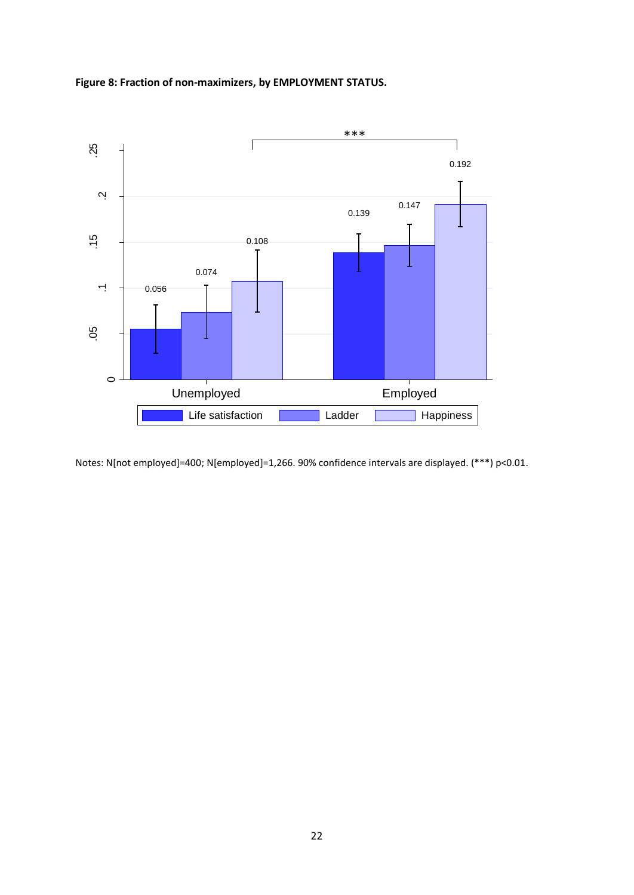**Figure 8: Fraction of non-maximizers, by EMPLOYMENT STATUS.**

Notes: N[not employed]=400; N[employed]=1,266. 90% confidence intervals are displayed. (***) p<0.01.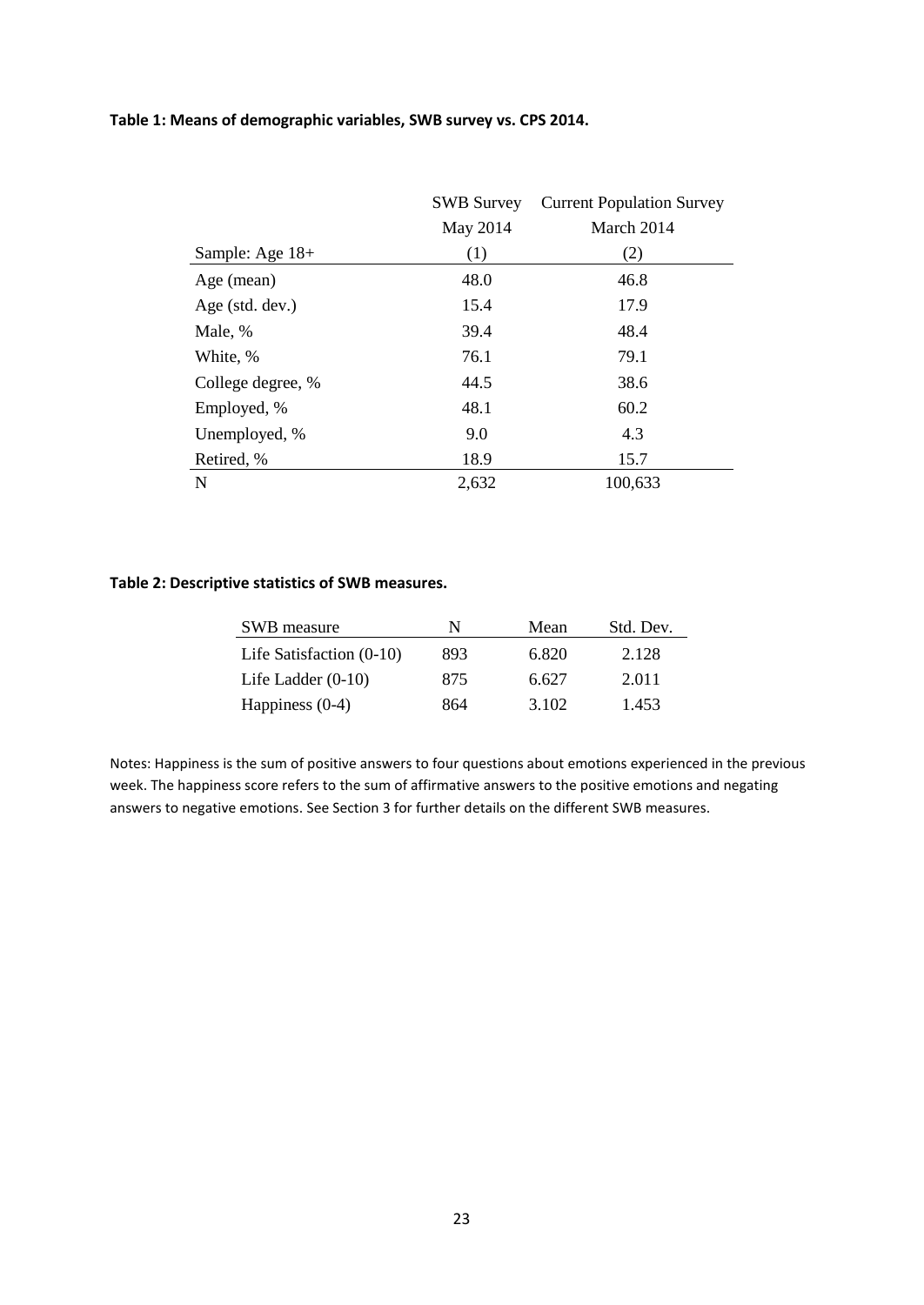**Table 1: Means of demographic variables, SWB survey vs. CPS 2014.**

| | SWB Survey | Current Population Survey |
|---|---|---|
| | May 2014 | March 2014 |
| Sample: Age 18+ | (1) | (2) |
| Age (mean) | 48.0 | 46.8 |
| Age (std. dev.) | 15.4 | 17.9 |
| Male, % | 39.4 | 48.4 |
| White, % | 76.1 | 79.1 |
| College degree, % | 44.5 | 38.6 |
| Employed, % | 48.1 | 60.2 |
| Unemployed, % | 9.0 | 4.3 |
| Retired, % | 18.9 | 15.7 |
| N | 2,632 | 100,633 |

**Table 2: Descriptive statistics of SWB measures.**

| SWB measure | N | Mean | Std. Dev. |
|---|---|---|---|
| Life Satisfaction (0-10) | 893 | 6.820 | 2.128 |
| Life Ladder (0-10) | 875 | 6.627 | 2.011 |
| Happiness (0-4) | 864 | 3.102 | 1.453 |

Notes: Happiness is the sum of positive answers to four questions about emotions experienced in the previous week. The happiness score refers to the sum of affirmative answers to the positive emotions and negating answers to negative emotions. See Section 3 for further details on the different SWB measures.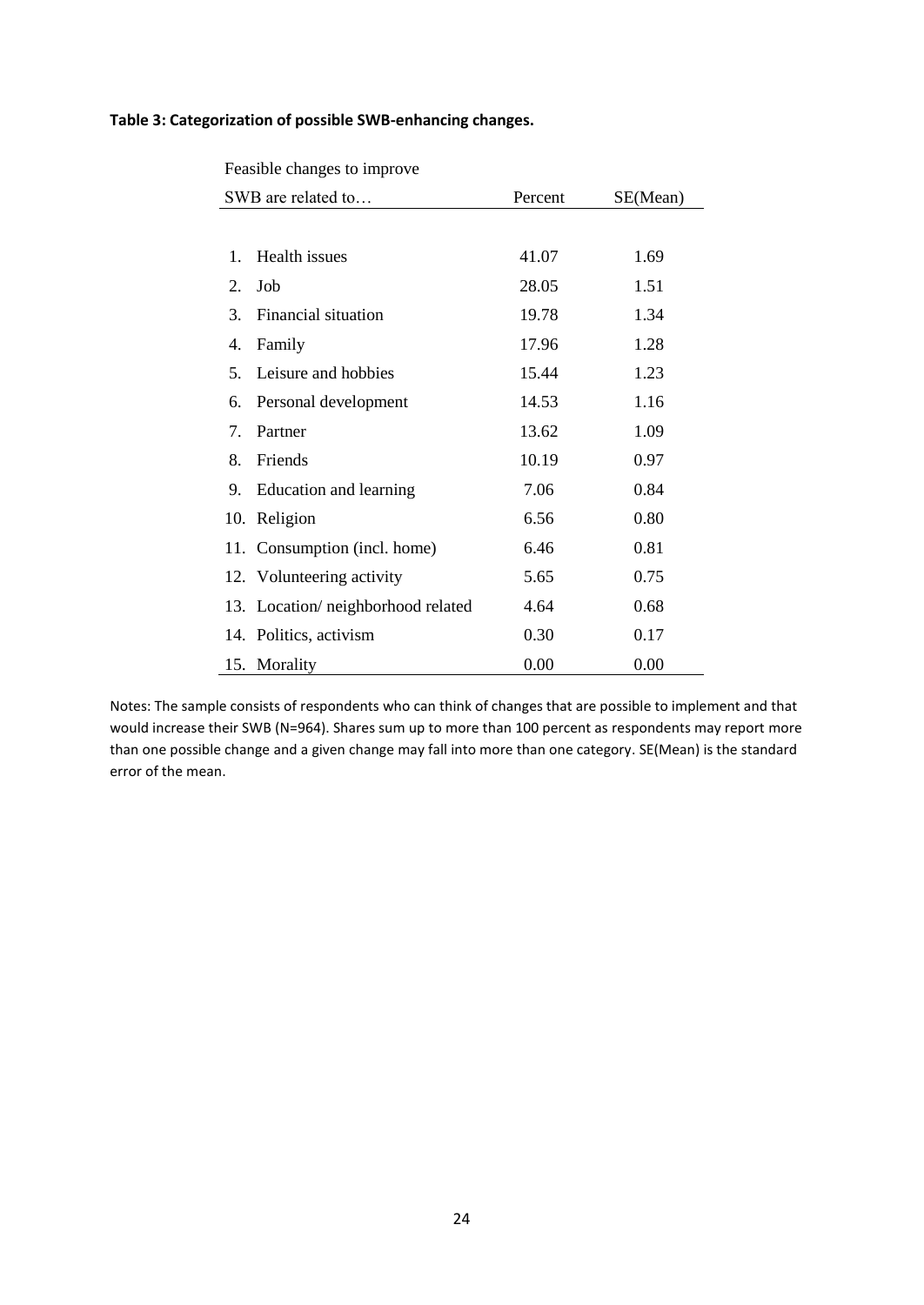**Table 3: Categorization of possible SWB-enhancing changes.**

| Feasible changes to improve SWB are related to… | Percent | SE(Mean) |
|---|---|---|
| 1. Health issues | 41.07 | 1.69 |
| 2. Job | 28.05 | 1.51 |
| 3. Financial situation | 19.78 | 1.34 |
| 4. Family | 17.96 | 1.28 |
| 5. Leisure and hobbies | 15.44 | 1.23 |
| 6. Personal development | 14.53 | 1.16 |
| 7. Partner | 13.62 | 1.09 |
| 8. Friends | 10.19 | 0.97 |
| 9. Education and learning | 7.06 | 0.84 |
| 10. Religion | 6.56 | 0.80 |
| 11. Consumption (incl. home) | 6.46 | 0.81 |
| 12. Volunteering activity | 5.65 | 0.75 |
| 13. Location/ neighborhood related | 4.64 | 0.68 |
| 14. Politics, activism | 0.30 | 0.17 |
| 15. Morality | 0.00 | 0.00 |

Notes: The sample consists of respondents who can think of changes that are possible to implement and that would increase their SWB (N=964). Shares sum up to more than 100 percent as respondents may report more than one possible change and a given change may fall into more than one category. SE(Mean) is the standard error of the mean.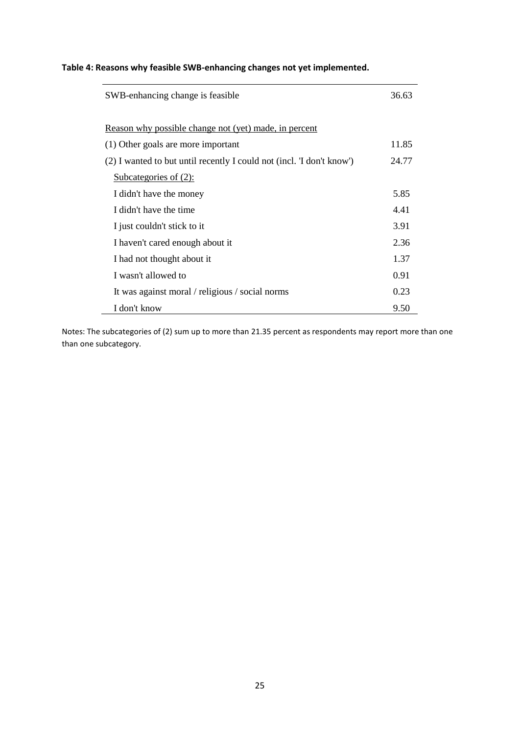**Table 4: Reasons why feasible SWB-enhancing changes not yet implemented.**

| | |
|---|---|
| SWB-enhancing change is feasible | 36.63 |
| | |
| Reason why possible change not (yet) made, in percent | |
| (1) Other goals are more important | 11.85 |
| (2) I wanted to but until recently I could not (incl. 'I don't know') | 24.77 |
| Subcategories of (2): | |
| I didn't have the money | 5.85 |
| I didn't have the time | 4.41 |
| I just couldn't stick to it | 3.91 |
| I haven't cared enough about it | 2.36 |
| I had not thought about it | 1.37 |
| I wasn't allowed to | 0.91 |
| It was against moral / religious / social norms | 0.23 |
| I don't know | 9.50 |

Notes: The subcategories of (2) sum up to more than 21.35 percent as respondents may report more than one than one subcategory.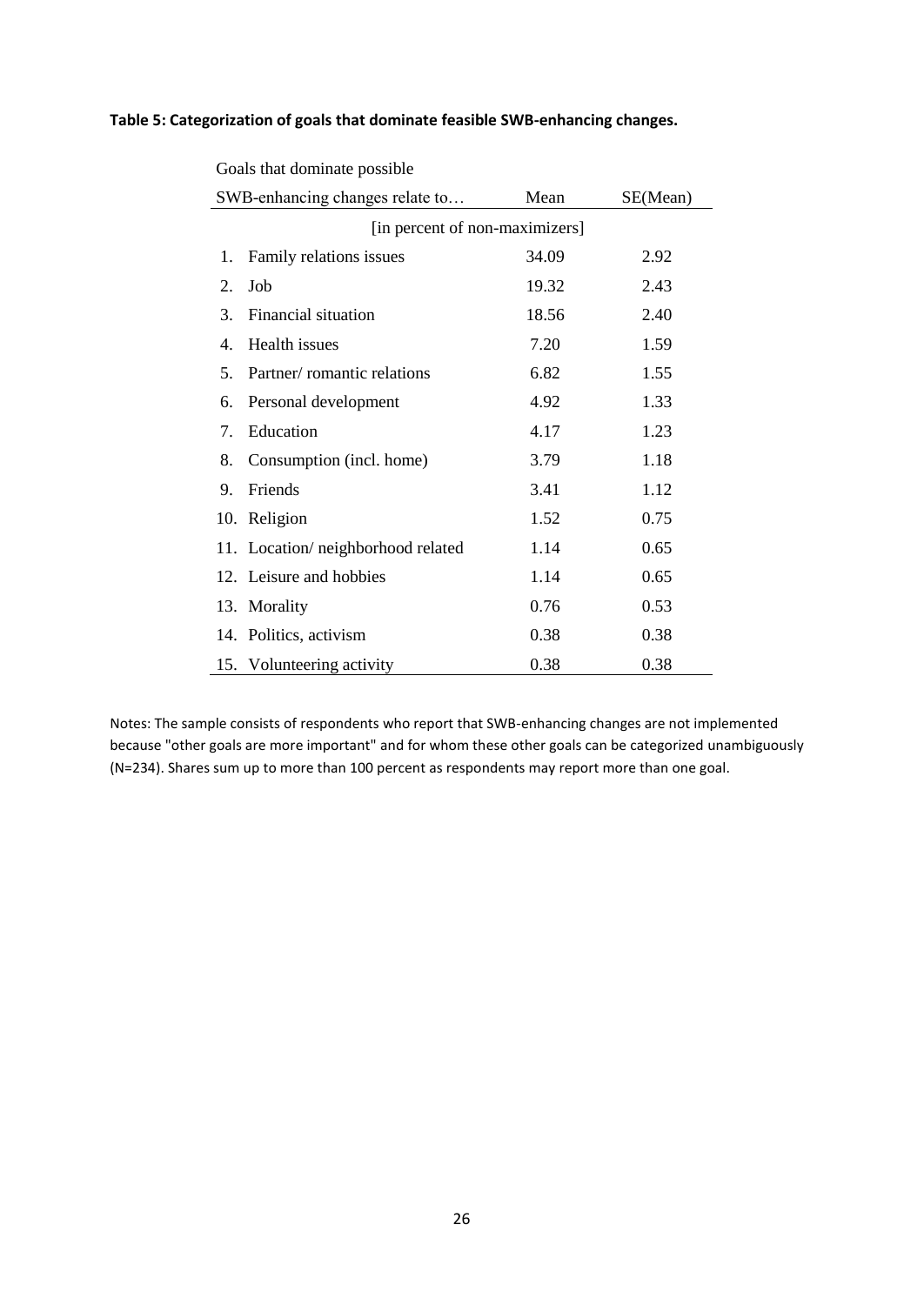**Table 5: Categorization of goals that dominate feasible SWB-enhancing changes.**

| Goals that dominate possible SWB-enhancing changes relate to… | Mean | SE(Mean) |
|---|---|---|
| | [in percent of non-maximizers] | |
| 1. Family relations issues | 34.09 | 2.92 |
| 2. Job | 19.32 | 2.43 |
| 3. Financial situation | 18.56 | 2.40 |
| 4. Health issues | 7.20 | 1.59 |
| 5. Partner/ romantic relations | 6.82 | 1.55 |
| 6. Personal development | 4.92 | 1.33 |
| 7. Education | 4.17 | 1.23 |
| 8. Consumption (incl. home) | 3.79 | 1.18 |
| 9. Friends | 3.41 | 1.12 |
| 10. Religion | 1.52 | 0.75 |
| 11. Location/ neighborhood related | 1.14 | 0.65 |
| 12. Leisure and hobbies | 1.14 | 0.65 |
| 13. Morality | 0.76 | 0.53 |
| 14. Politics, activism | 0.38 | 0.38 |
| 15. Volunteering activity | 0.38 | 0.38 |

Notes: The sample consists of respondents who report that SWB-enhancing changes are not implemented because "other goals are more important" and for whom these other goals can be categorized unambiguously (N=234). Shares sum up to more than 100 percent as respondents may report more than one goal.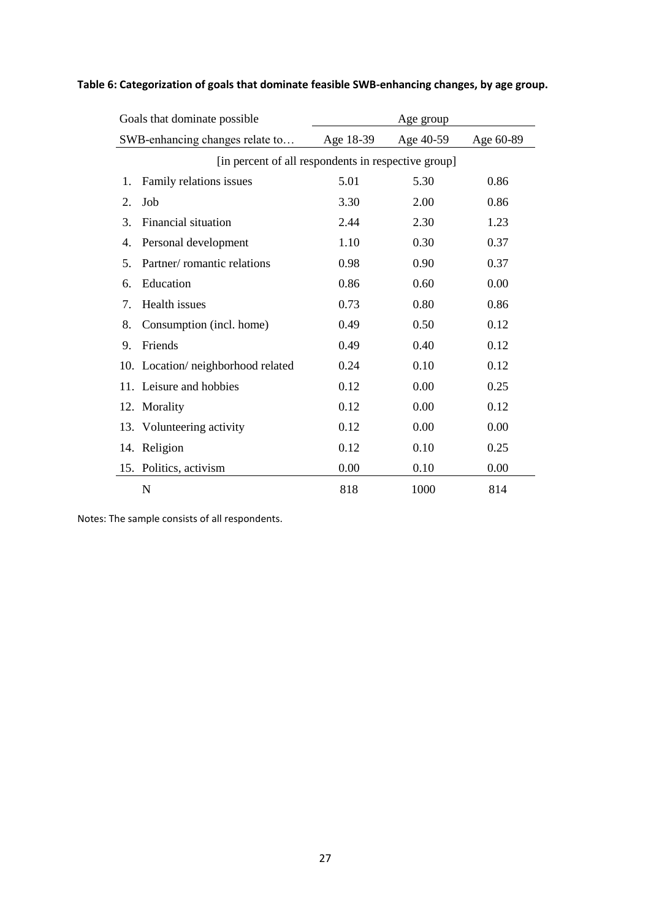**Table 6: Categorization of goals that dominate feasible SWB-enhancing changes, by age group.**

| Goals that dominate possible SWB-enhancing changes relate to… | Age 18-39 | Age 40-59 | Age 60-89 |
|---|---|---|---|
| | [in percent of all respondents in respective group] | | |
| 1. Family relations issues | 5.01 | 5.30 | 0.86 |
| 2. Job | 3.30 | 2.00 | 0.86 |
| 3. Financial situation | 2.44 | 2.30 | 1.23 |
| 4. Personal development | 1.10 | 0.30 | 0.37 |
| 5. Partner/ romantic relations | 0.98 | 0.90 | 0.37 |
| 6. Education | 0.86 | 0.60 | 0.00 |
| 7. Health issues | 0.73 | 0.80 | 0.86 |
| 8. Consumption (incl. home) | 0.49 | 0.50 | 0.12 |
| 9. Friends | 0.49 | 0.40 | 0.12 |
| 10. Location/ neighborhood related | 0.24 | 0.10 | 0.12 |
| 11. Leisure and hobbies | 0.12 | 0.00 | 0.25 |
| 12. Morality | 0.12 | 0.00 | 0.12 |
| 13. Volunteering activity | 0.12 | 0.00 | 0.00 |
| 14. Religion | 0.12 | 0.10 | 0.25 |
| 15. Politics, activism | 0.00 | 0.10 | 0.00 |
| N | 818 | 1000 | 814 |

Notes: The sample consists of all respondents.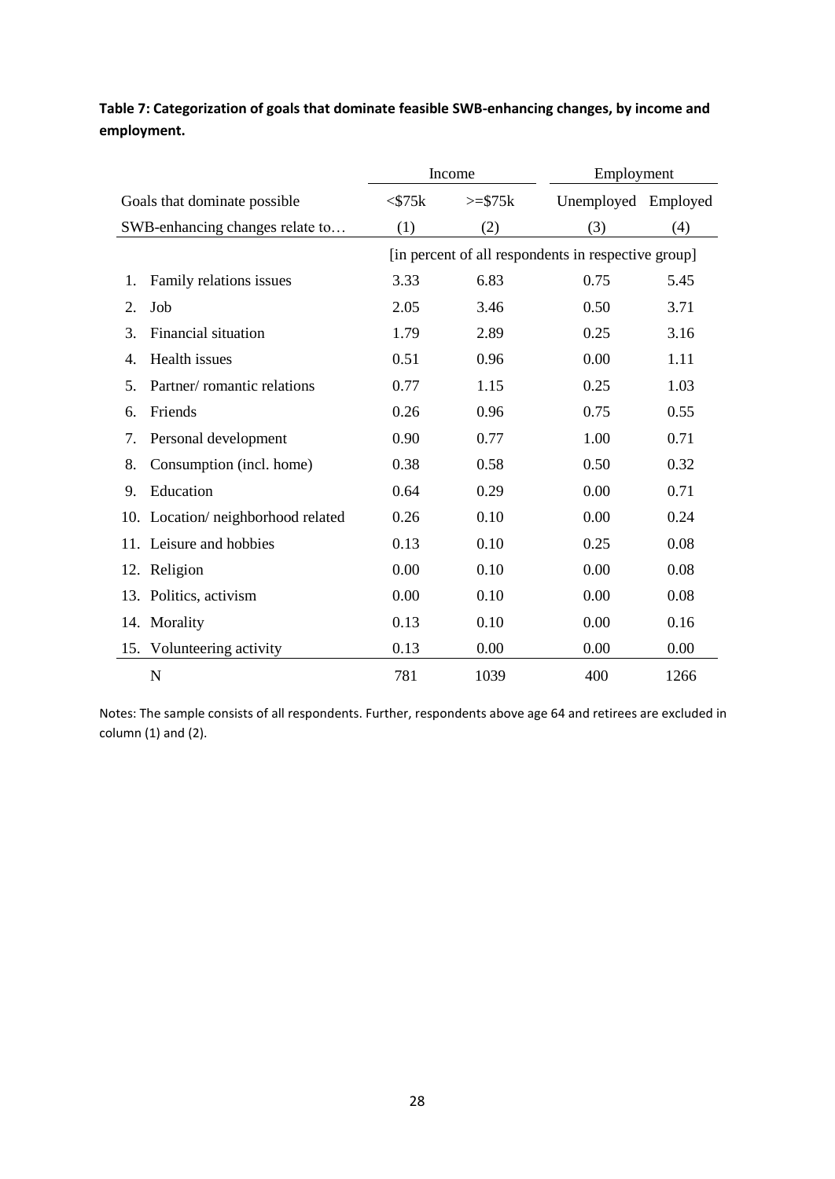**Table 7: Categorization of goals that dominate feasible SWB-enhancing changes, by income and employment.**

| Goals that dominate possible SWB-enhancing changes relate to… | Income | | Employment | |
|---|---|---|---|---|
| | <$75k | >=$75k | Unemployed | Employed |
| | (1) | (2) | (3) | (4) |
| | [in percent of all respondents in respective group] | | | |
| 1. Family relations issues | 3.33 | 6.83 | 0.75 | 5.45 |
| 2. Job | 2.05 | 3.46 | 0.50 | 3.71 |
| 3. Financial situation | 1.79 | 2.89 | 0.25 | 3.16 |
| 4. Health issues | 0.51 | 0.96 | 0.00 | 1.11 |
| 5. Partner/ romantic relations | 0.77 | 1.15 | 0.25 | 1.03 |
| 6. Friends | 0.26 | 0.96 | 0.75 | 0.55 |
| 7. Personal development | 0.90 | 0.77 | 1.00 | 0.71 |
| 8. Consumption (incl. home) | 0.38 | 0.58 | 0.50 | 0.32 |
| 9. Education | 0.64 | 0.29 | 0.00 | 0.71 |
| 10. Location/ neighborhood related | 0.26 | 0.10 | 0.00 | 0.24 |
| 11. Leisure and hobbies | 0.13 | 0.10 | 0.25 | 0.08 |
| 12. Religion | 0.00 | 0.10 | 0.00 | 0.08 |
| 13. Politics, activism | 0.00 | 0.10 | 0.00 | 0.08 |
| 14. Morality | 0.13 | 0.10 | 0.00 | 0.16 |
| 15. Volunteering activity | 0.13 | 0.00 | 0.00 | 0.00 |
| N | 781 | 1039 | 400 | 1266 |

Notes: The sample consists of all respondents. Further, respondents above age 64 and retirees are excluded in column (1) and (2).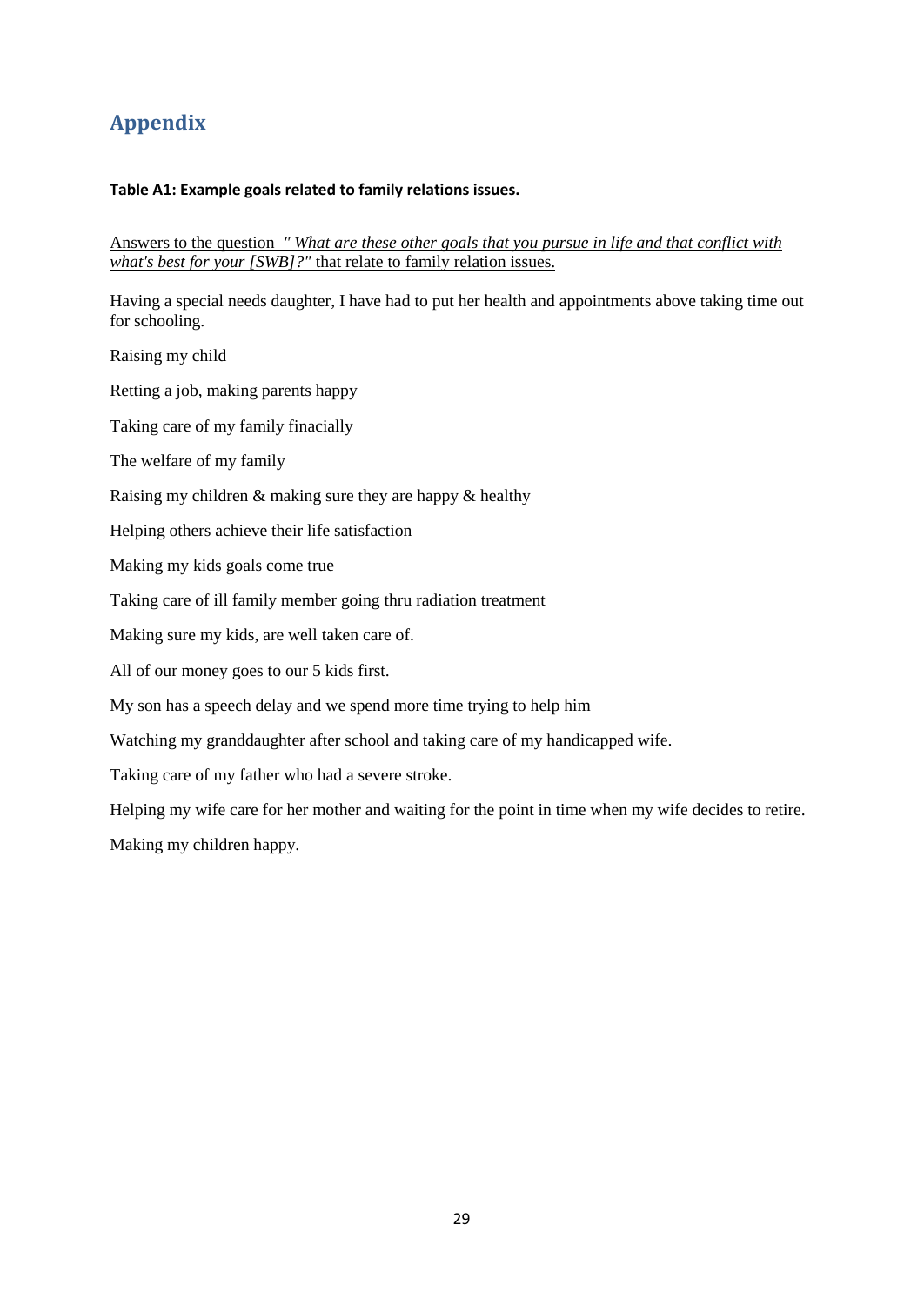# Appendix

**Table A1: Example goals related to family relations issues.**

Answers to the question *" What are these other goals that you pursue in life and that conflict with what's best for your [SWB]?"* that relate to family relation issues.

Having a special needs daughter, I have had to put her health and appointments above taking time out for schooling.

Raising my child

Retting a job, making parents happy

Taking care of my family finacially

The welfare of my family

Raising my children & making sure they are happy & healthy

Helping others achieve their life satisfaction

Making my kids goals come true

Taking care of ill family member going thru radiation treatment

Making sure my kids, are well taken care of.

All of our money goes to our 5 kids first.

My son has a speech delay and we spend more time trying to help him

Watching my granddaughter after school and taking care of my handicapped wife.

Taking care of my father who had a severe stroke.

Helping my wife care for her mother and waiting for the point in time when my wife decides to retire.

Making my children happy.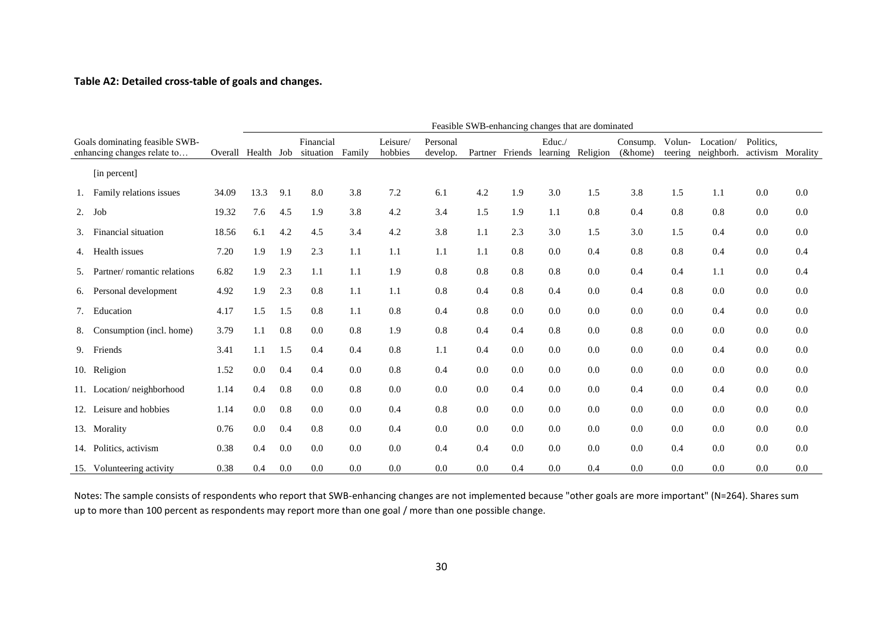**Table A2: Detailed cross-table of goals and changes.**

| Goals dominating feasible SWB-enhancing changes relate to… | Overall | Feasible SWB-enhancing changes that are dominated | | | | | | | | | | | | | | |
|---|---|---|---|---|---|---|---|---|---|---|---|---|---|---|---|---|
| | | Health | Job | Financial situation | Family | Leisure/ hobbies | Personal develop. | Partner | Friends | Educ./ learning | Religion | Consump. (&home) | Volun-teering | Location/ neighborh. | Politics, activism | Morality |
| [in percent] | | | | | | | | | | | | | | | | |
| 1. Family relations issues | 34.09 | 13.3 | 9.1 | 8.0 | 3.8 | 7.2 | 6.1 | 4.2 | 1.9 | 3.0 | 1.5 | 3.8 | 1.5 | 1.1 | 0.0 | 0.0 |
| 2. Job | 19.32 | 7.6 | 4.5 | 1.9 | 3.8 | 4.2 | 3.4 | 1.5 | 1.9 | 1.1 | 0.8 | 0.4 | 0.8 | 0.8 | 0.0 | 0.0 |
| 3. Financial situation | 18.56 | 6.1 | 4.2 | 4.5 | 3.4 | 4.2 | 3.8 | 1.1 | 2.3 | 3.0 | 1.5 | 3.0 | 1.5 | 0.4 | 0.0 | 0.0 |
| 4. Health issues | 7.20 | 1.9 | 1.9 | 2.3 | 1.1 | 1.1 | 1.1 | 1.1 | 0.8 | 0.0 | 0.4 | 0.8 | 0.8 | 0.4 | 0.0 | 0.4 |
| 5. Partner/ romantic relations | 6.82 | 1.9 | 2.3 | 1.1 | 1.1 | 1.9 | 0.8 | 0.8 | 0.8 | 0.8 | 0.0 | 0.4 | 0.4 | 1.1 | 0.0 | 0.4 |
| 6. Personal development | 4.92 | 1.9 | 2.3 | 0.8 | 1.1 | 1.1 | 0.8 | 0.4 | 0.8 | 0.4 | 0.0 | 0.4 | 0.8 | 0.0 | 0.0 | 0.0 |
| 7. Education | 4.17 | 1.5 | 1.5 | 0.8 | 1.1 | 0.8 | 0.4 | 0.8 | 0.0 | 0.0 | 0.0 | 0.0 | 0.0 | 0.4 | 0.0 | 0.0 |
| 8. Consumption (incl. home) | 3.79 | 1.1 | 0.8 | 0.0 | 0.8 | 1.9 | 0.8 | 0.4 | 0.4 | 0.8 | 0.0 | 0.8 | 0.0 | 0.0 | 0.0 | 0.0 |
| 9. Friends | 3.41 | 1.1 | 1.5 | 0.4 | 0.4 | 0.8 | 1.1 | 0.4 | 0.0 | 0.0 | 0.0 | 0.0 | 0.0 | 0.4 | 0.0 | 0.0 |
| 10. Religion | 1.52 | 0.0 | 0.4 | 0.4 | 0.0 | 0.8 | 0.4 | 0.0 | 0.0 | 0.0 | 0.0 | 0.0 | 0.0 | 0.0 | 0.0 | 0.0 |
| 11. Location/ neighborhood | 1.14 | 0.4 | 0.8 | 0.0 | 0.8 | 0.0 | 0.0 | 0.0 | 0.4 | 0.0 | 0.0 | 0.4 | 0.0 | 0.4 | 0.0 | 0.0 |
| 12. Leisure and hobbies | 1.14 | 0.0 | 0.8 | 0.0 | 0.0 | 0.4 | 0.8 | 0.0 | 0.0 | 0.0 | 0.0 | 0.0 | 0.0 | 0.0 | 0.0 | 0.0 |
| 13. Morality | 0.76 | 0.0 | 0.4 | 0.8 | 0.0 | 0.4 | 0.0 | 0.0 | 0.0 | 0.0 | 0.0 | 0.0 | 0.0 | 0.0 | 0.0 | 0.0 |
| 14. Politics, activism | 0.38 | 0.4 | 0.0 | 0.0 | 0.0 | 0.0 | 0.4 | 0.4 | 0.0 | 0.0 | 0.0 | 0.0 | 0.4 | 0.0 | 0.0 | 0.0 |
| 15. Volunteering activity | 0.38 | 0.4 | 0.0 | 0.0 | 0.0 | 0.0 | 0.0 | 0.0 | 0.4 | 0.0 | 0.4 | 0.0 | 0.0 | 0.0 | 0.0 | 0.0 |

Notes: The sample consists of respondents who report that SWB-enhancing changes are not implemented because "other goals are more important" (N=264). Shares sum up to more than 100 percent as respondents may report more than one goal / more than one possible change.